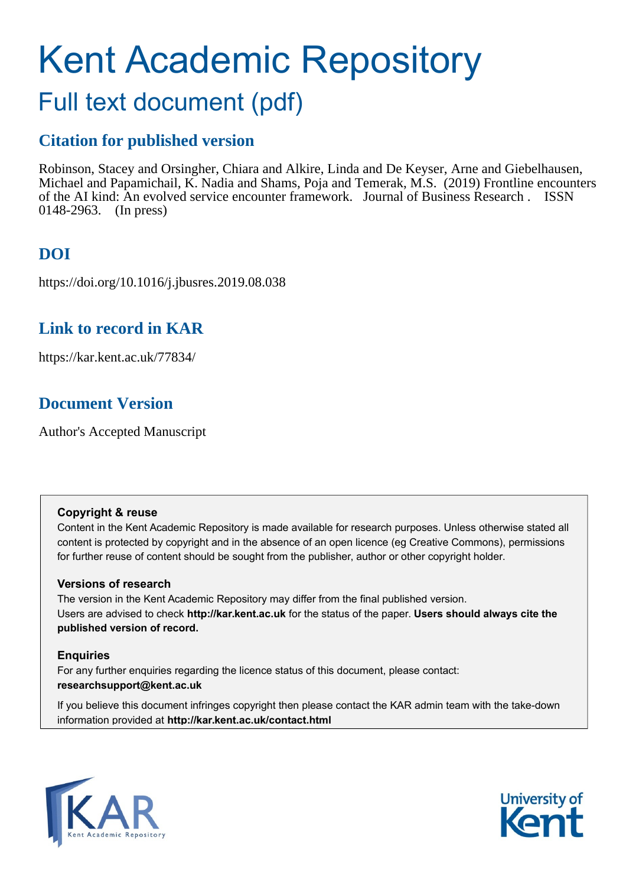# Kent Academic Repository

## Full text document (pdf)

## Citation for published version

Robinson, Stacey and Orsingher, Chiara and Alkire, Linda and De Keyser, Arne and Giebelhausen, Michael and Papamichail, K. Nadia and Shams, Poja and Temerak, M.S. (2019) Frontline encounters of the AI kind: An evolved service encounter framework. Journal of Business Research . ISSN 0148-2963. (In press)

## DOI

https://doi.org/10.1016/j.jbusres.2019.08.038

## Link to record in KAR

https://kar.kent.ac.uk/77834/

## Document Version

Author's Accepted Manuscript

**Copyright & reuse**

Content in the Kent Academic Repository is made available for research purposes. Unless otherwise stated all content is protected by copyright and in the absence of an open licence (eg Creative Commons), permissions for further reuse of content should be sought from the publisher, author or other copyright holder.

**Versions of research**

The version in the Kent Academic Repository may differ from the final published version.
Users are advised to check **http://kar.kent.ac.uk** for the status of the paper. **Users should always cite the published version of record.**

**Enquiries**

For any further enquiries regarding the licence status of this document, please contact:
**researchsupport@kent.ac.uk**

If you believe this document infringes copyright then please contact the KAR admin team with the take-down information provided at **http://kar.kent.ac.uk/contact.html**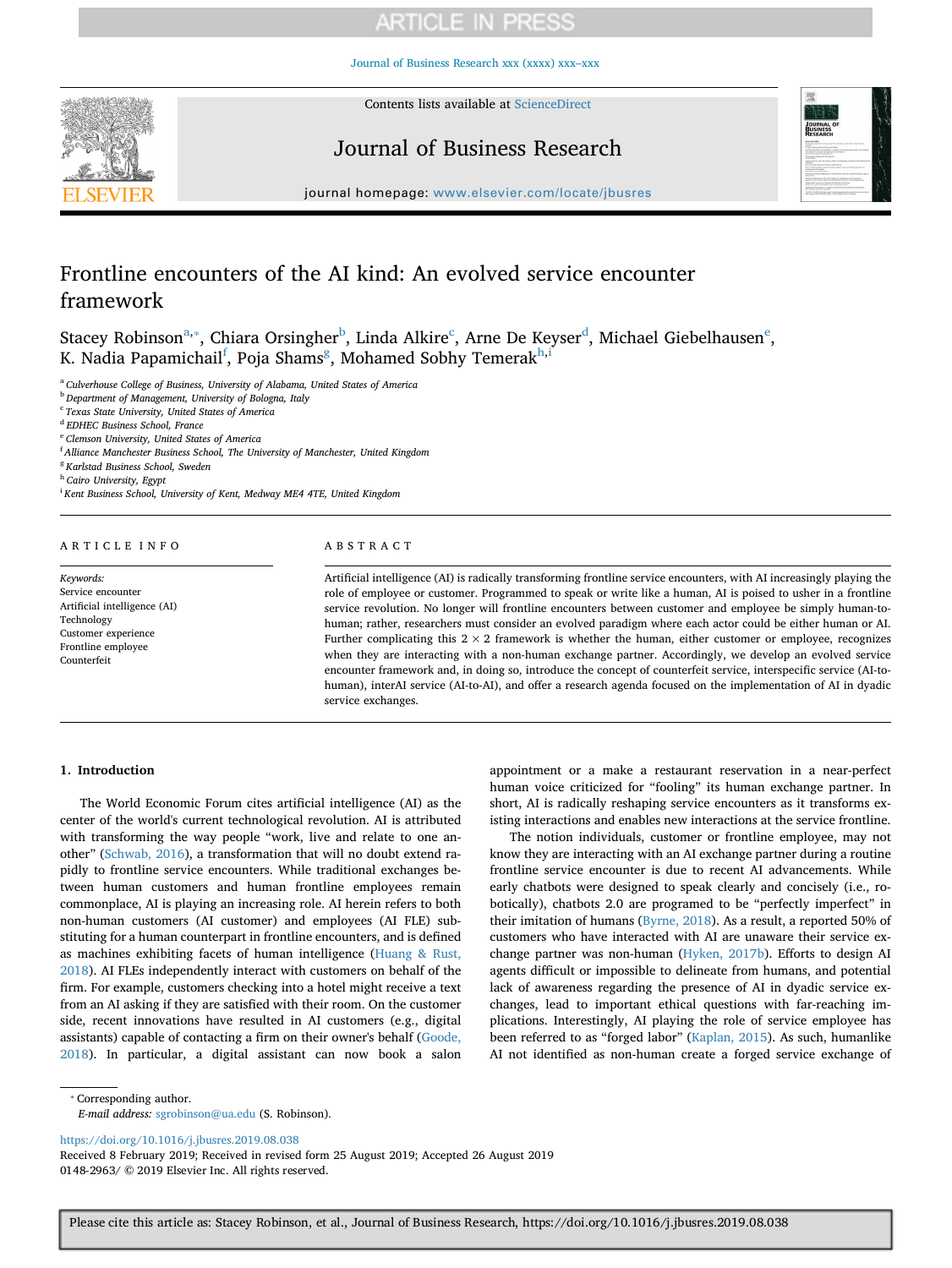# Frontline encounters of the AI kind: An evolved service encounter framework

Stacey Robinson[a,*], Chiara Orsingher[b], Linda Alkire[c], Arne De Keyser[d], Michael Giebelhausen[e], K. Nadia Papamichail[f], Poja Shams[g], Mohamed Sobhy Temerak[h,i]

[a] Culverhouse College of Business, University of Alabama, United States of America
[b] Department of Management, University of Bologna, Italy
[c] Texas State University, United States of America
[d] EDHEC Business School, France
[e] Clemson University, United States of America
[f] Alliance Manchester Business School, The University of Manchester, United Kingdom
[g] Karlstad Business School, Sweden
[h] Cairo University, Egypt
[i] Kent Business School, University of Kent, Medway ME4 4TE, United Kingdom

## ARTICLE INFO

*Keywords:*
Service encounter
Artificial intelligence (AI)
Technology
Customer experience
Frontline employee
Counterfeit

## ABSTRACT

Artificial intelligence (AI) is radically transforming frontline service encounters, with AI increasingly playing the role of employee or customer. Programmed to speak or write like a human, AI is poised to usher in a frontline service revolution. No longer will frontline encounters between customer and employee be simply human-to-human; rather, researchers must consider an evolved paradigm where each actor could be either human or AI. Further complicating this 2 × 2 framework is whether the human, either customer or employee, recognizes when they are interacting with a non-human exchange partner. Accordingly, we develop an evolved service encounter framework and, in doing so, introduce the concept of counterfeit service, interspecific service (AI-to-human), interAI service (AI-to-AI), and offer a research agenda focused on the implementation of AI in dyadic service exchanges.

## 1. Introduction

The World Economic Forum cites artificial intelligence (AI) as the center of the world's current technological revolution. AI is attributed with transforming the way people "work, live and relate to one another" (Schwab, 2016), a transformation that will no doubt extend rapidly to frontline service encounters. While traditional exchanges between human customers and human frontline employees remain commonplace, AI is playing an increasing role. AI herein refers to both non-human customers (AI customer) and employees (AI FLE) substituting for a human counterpart in frontline encounters, and is defined as machines exhibiting facets of human intelligence (Huang & Rust, 2018). AI FLEs independently interact with customers on behalf of the firm. For example, customers checking into a hotel might receive a text from an AI asking if they are satisfied with their room. On the customer side, recent innovations have resulted in AI customers (e.g., digital assistants) capable of contacting a firm on their owner's behalf (Goode, 2018). In particular, a digital assistant can now book a salon appointment or a make a restaurant reservation in a near-perfect human voice criticized for "fooling" its human exchange partner. In short, AI is radically reshaping service encounters as it transforms existing interactions and enables new interactions at the service frontline.

The notion individuals, customer or frontline employee, may not know they are interacting with an AI exchange partner during a routine frontline service encounter is due to recent AI advancements. While early chatbots were designed to speak clearly and concisely (i.e., robotically), chatbots 2.0 are programed to be "perfectly imperfect" in their imitation of humans (Byrne, 2018). As a result, a reported 50% of customers who have interacted with AI are unaware their service exchange partner was non-human (Hyken, 2017b). Efforts to design AI agents difficult or impossible to delineate from humans, and potential lack of awareness regarding the presence of AI in dyadic service exchanges, lead to important ethical questions with far-reaching implications. Interestingly, AI playing the role of service employee has been referred to as "forged labor" (Kaplan, 2015). As such, humanlike AI not identified as non-human create a forged service exchange of

\* Corresponding author.
*E-mail address:* sgrobinson@ua.edu (S. Robinson).

https://doi.org/10.1016/j.jbusres.2019.08.038
Received 8 February 2019; Received in revised form 25 August 2019; Accepted 26 August 2019
0148-2963/ © 2019 Elsevier Inc. All rights reserved.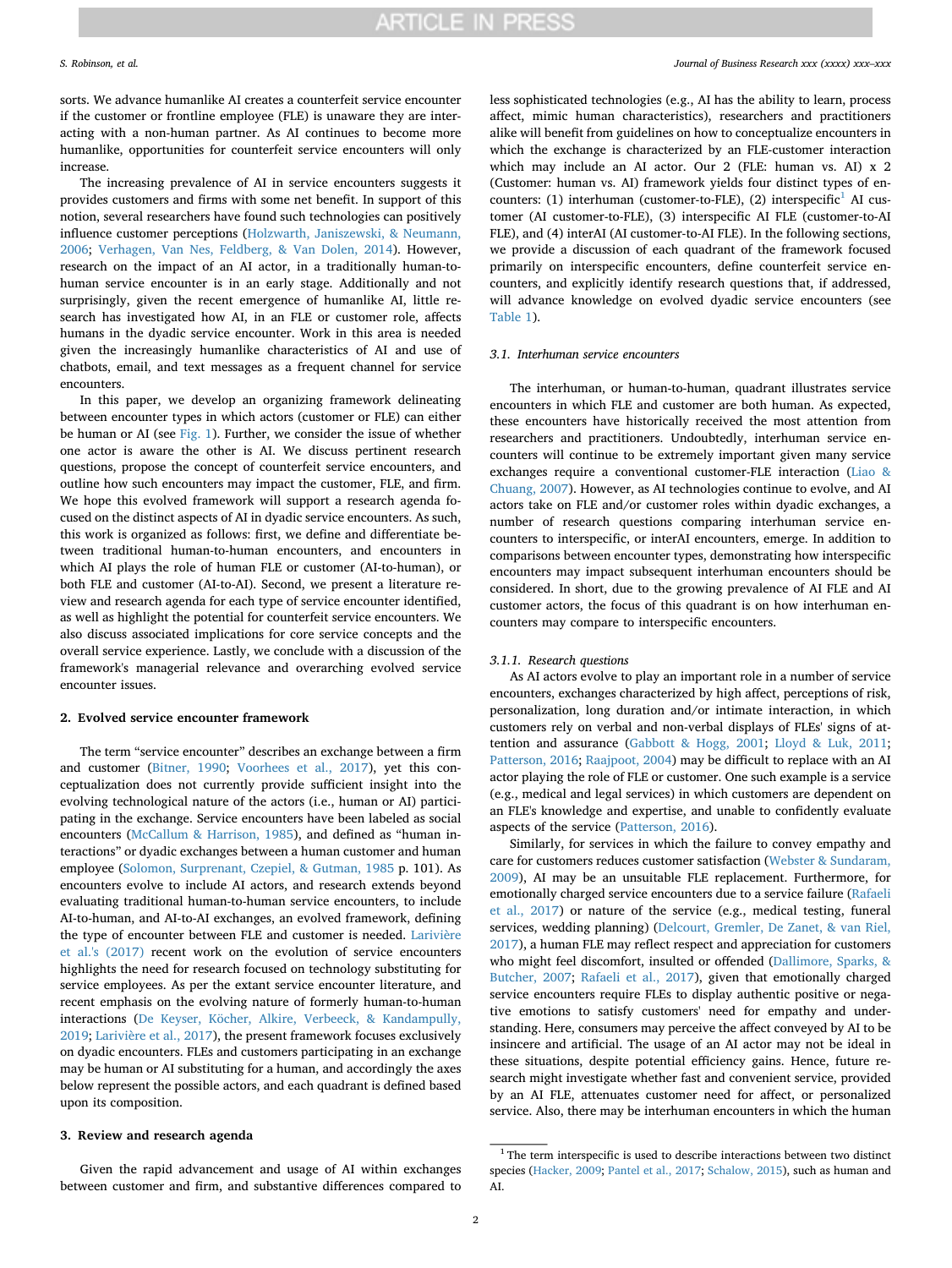sorts. We advance humanlike AI creates a counterfeit service encounter if the customer or frontline employee (FLE) is unaware they are interacting with a non-human partner. As AI continues to become more humanlike, opportunities for counterfeit service encounters will only increase.

The increasing prevalence of AI in service encounters suggests it provides customers and firms with some net benefit. In support of this notion, several researchers have found such technologies can positively influence customer perceptions (Holzwarth, Janiszewski, & Neumann, 2006; Verhagen, Van Nes, Feldberg, & Van Dolen, 2014). However, research on the impact of an AI actor, in a traditionally human-to-human service encounter is in an early stage. Additionally and not surprisingly, given the recent emergence of humanlike AI, little research has investigated how AI, in an FLE or customer role, affects humans in the dyadic service encounter. Work in this area is needed given the increasingly humanlike characteristics of AI and use of chatbots, email, and text messages as a frequent channel for service encounters.

In this paper, we develop an organizing framework delineating between encounter types in which actors (customer or FLE) can either be human or AI (see Fig. 1). Further, we consider the issue of whether one actor is aware the other is AI. We discuss pertinent research questions, propose the concept of counterfeit service encounters, and outline how such encounters may impact the customer, FLE, and firm. We hope this evolved framework will support a research agenda focused on the distinct aspects of AI in dyadic service encounters. As such, this work is organized as follows: first, we define and differentiate between traditional human-to-human encounters, and encounters in which AI plays the role of human FLE or customer (AI-to-human), or both FLE and customer (AI-to-AI). Second, we present a literature review and research agenda for each type of service encounter identified, as well as highlight the potential for counterfeit service encounters. We also discuss associated implications for core service concepts and the overall service experience. Lastly, we conclude with a discussion of the framework's managerial relevance and overarching evolved service encounter issues.

## 2. Evolved service encounter framework

The term "service encounter" describes an exchange between a firm and customer (Bitner, 1990; Voorhees et al., 2017), yet this conceptualization does not currently provide sufficient insight into the evolving technological nature of the actors (i.e., human or AI) participating in the exchange. Service encounters have been labeled as social encounters (McCallum & Harrison, 1985), and defined as "human interactions" or dyadic exchanges between a human customer and human employee (Solomon, Surprenant, Czepiel, & Gutman, 1985 p. 101). As encounters evolve to include AI actors, and research extends beyond evaluating traditional human-to-human service encounters, to include AI-to-human, and AI-to-AI exchanges, an evolved framework, defining the type of encounter between FLE and customer is needed. Larivière et al.'s (2017) recent work on the evolution of service encounters highlights the need for research focused on technology substituting for service employees. As per the extant service encounter literature, and recent emphasis on the evolving nature of formerly human-to-human interactions (De Keyser, Köcher, Alkire, Verbeeck, & Kandampully, 2019; Larivière et al., 2017), the present framework focuses exclusively on dyadic encounters. FLEs and customers participating in an exchange may be human or AI substituting for a human, and accordingly the axes below represent the possible actors, and each quadrant is defined based upon its composition.

## 3. Review and research agenda

Given the rapid advancement and usage of AI within exchanges between customer and firm, and substantive differences compared to less sophisticated technologies (e.g., AI has the ability to learn, process affect, mimic human characteristics), researchers and practitioners alike will benefit from guidelines on how to conceptualize encounters in which the exchange is characterized by an FLE-customer interaction which may include an AI actor. Our 2 (FLE: human vs. AI) x 2 (Customer: human vs. AI) framework yields four distinct types of encounters: (1) interhuman (customer-to-FLE), (2) interspecific[1] AI customer (AI customer-to-FLE), (3) interspecific AI FLE (customer-to-AI FLE), and (4) interAI (AI customer-to-AI FLE). In the following sections, we provide a discussion of each quadrant of the framework focused primarily on interspecific encounters, define counterfeit service encounters, and explicitly identify research questions that, if addressed, will advance knowledge on evolved dyadic service encounters (see Table 1).

### 3.1. Interhuman service encounters

The interhuman, or human-to-human, quadrant illustrates service encounters in which FLE and customer are both human. As expected, these encounters have historically received the most attention from researchers and practitioners. Undoubtedly, interhuman service encounters will continue to be extremely important given many service exchanges require a conventional customer-FLE interaction (Liao & Chuang, 2007). However, as AI technologies continue to evolve, and AI actors take on FLE and/or customer roles within dyadic exchanges, a number of research questions comparing interhuman service encounters to interspecific, or interAI encounters, emerge. In addition to comparisons between encounter types, demonstrating how interspecific encounters may impact subsequent interhuman encounters should be considered. In short, due to the growing prevalence of AI FLE and AI customer actors, the focus of this quadrant is on how interhuman encounters may compare to interspecific encounters.

#### 3.1.1. Research questions

As AI actors evolve to play an important role in a number of service encounters, exchanges characterized by high affect, perceptions of risk, personalization, long duration and/or intimate interaction, in which customers rely on verbal and non-verbal displays of FLEs' signs of attention and assurance (Gabbott & Hogg, 2001; Lloyd & Luk, 2011; Patterson, 2016; Raajpoot, 2004) may be difficult to replace with an AI actor playing the role of FLE or customer. One such example is a service (e.g., medical and legal services) in which customers are dependent on an FLE's knowledge and expertise, and unable to confidently evaluate aspects of the service (Patterson, 2016).

Similarly, for services in which the failure to convey empathy and care for customers reduces customer satisfaction (Webster & Sundaram, 2009), AI may be an unsuitable FLE replacement. Furthermore, for emotionally charged service encounters due to a service failure (Rafaeli et al., 2017) or nature of the service (e.g., medical testing, funeral services, wedding planning) (Delcourt, Gremler, De Zanet, & van Riel, 2017), a human FLE may reflect respect and appreciation for customers who might feel discomfort, insulted or offended (Dallimore, Sparks, & Butcher, 2007; Rafaeli et al., 2017), given that emotionally charged service encounters require FLEs to display authentic positive or negative emotions to satisfy customers' need for empathy and understanding. Here, consumers may perceive the affect conveyed by AI to be insincere and artificial. The usage of an AI actor may not be ideal in these situations, despite potential efficiency gains. Hence, future research might investigate whether fast and convenient service, provided by an AI FLE, attenuates customer need for affect, or personalized service. Also, there may be interhuman encounters in which the human

[1] The term interspecific is used to describe interactions between two distinct species (Hacker, 2009; Pantel et al., 2017; Schalow, 2015), such as human and AI.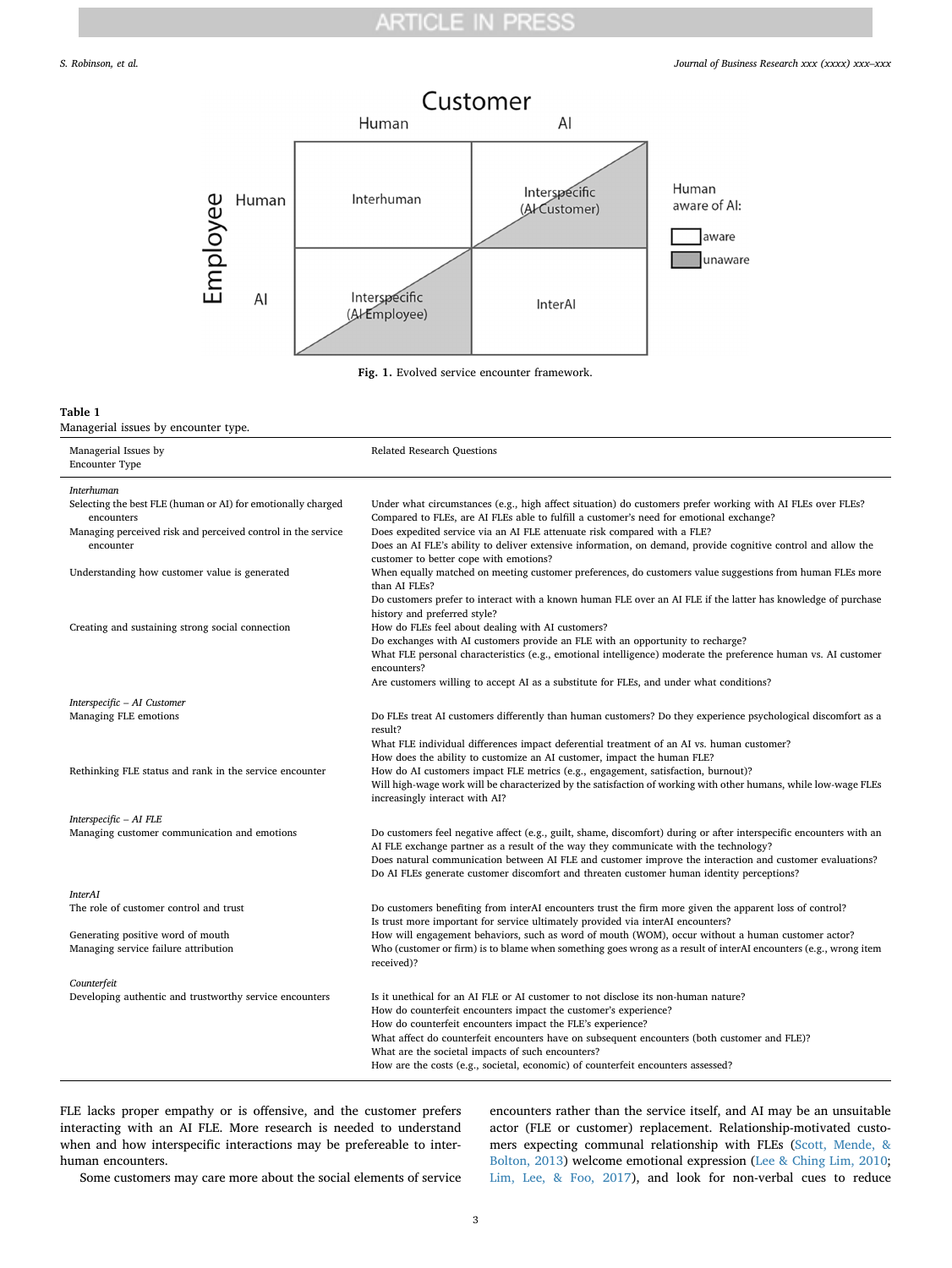Fig. 1. Evolved service encounter framework.

**Table 1**
Managerial issues by encounter type.

| Managerial Issues by Encounter Type | Related Research Questions |
|---|---|
| *Interhuman* | |
| Selecting the best FLE (human or AI) for emotionally charged encounters | Under what circumstances (e.g., high affect situation) do customers prefer working with AI FLEs over FLEs? Compared to FLEs, are AI FLEs able to fulfill a customer's need for emotional exchange? |
| Managing perceived risk and perceived control in the service encounter | Does expedited service via an AI FLE attenuate risk compared with a FLE? Does an AI FLE's ability to deliver extensive information, on demand, provide cognitive control and allow the customer to better cope with emotions? |
| Understanding how customer value is generated | When equally matched on meeting customer preferences, do customers value suggestions from human FLEs more than AI FLEs? Do customers prefer to interact with a known human FLE over an AI FLE if the latter has knowledge of purchase history and preferred style? |
| Creating and sustaining strong social connection | How do FLEs feel about dealing with AI customers? Do exchanges with AI customers provide an FLE with an opportunity to recharge? What FLE personal characteristics (e.g., emotional intelligence) moderate the preference human vs. AI customer encounters? Are customers willing to accept AI as a substitute for FLEs, and under what conditions? |
| *Interspecific – AI Customer* | |
| Managing FLE emotions | Do FLEs treat AI customers differently than human customers? Do they experience psychological discomfort as a result? What FLE individual differences impact deferential treatment of an AI vs. human customer? How does the ability to customize an AI customer, impact the human FLE? |
| Rethinking FLE status and rank in the service encounter | How do AI customers impact FLE metrics (e.g., engagement, satisfaction, burnout)? Will high-wage work will be characterized by the satisfaction of working with other humans, while low-wage FLEs increasingly interact with AI? |
| *Interspecific – AI FLE* | |
| Managing customer communication and emotions | Do customers feel negative affect (e.g., guilt, shame, discomfort) during or after interspecific encounters with an AI FLE exchange partner as a result of the way they communicate with the technology? Does natural communication between AI FLE and customer improve the interaction and customer evaluations? Do AI FLEs generate customer discomfort and threaten customer human identity perceptions? |
| *InterAI* | |
| The role of customer control and trust | Do customers benefiting from interAI encounters trust the firm more given the apparent loss of control? Is trust more important for service ultimately provided via interAI encounters? |
| Generating positive word of mouth | How will engagement behaviors, such as word of mouth (WOM), occur without a human customer actor? |
| Managing service failure attribution | Who (customer or firm) is to blame when something goes wrong as a result of interAI encounters (e.g., wrong item received)? |
| *Counterfeit* | |
| Developing authentic and trustworthy service encounters | Is it unethical for an AI FLE or AI customer to not disclose its non-human nature? How do counterfeit encounters impact the customer's experience? How do counterfeit encounters impact the FLE's experience? What affect do counterfeit encounters have on subsequent encounters (both customer and FLE)? What are the societal impacts of such encounters? How are the costs (e.g., societal, economic) of counterfeit encounters assessed? |

FLE lacks proper empathy or is offensive, and the customer prefers interacting with an AI FLE. More research is needed to understand when and how interspecific interactions may be prefereable to interhuman encounters.

Some customers may care more about the social elements of service encounters rather than the service itself, and AI may be an unsuitable actor (FLE or customer) replacement. Relationship-motivated customers expecting communal relationship with FLEs (Scott, Mende, & Bolton, 2013) welcome emotional expression (Lee & Ching Lim, 2010; Lim, Lee, & Foo, 2017), and look for non-verbal cues to reduce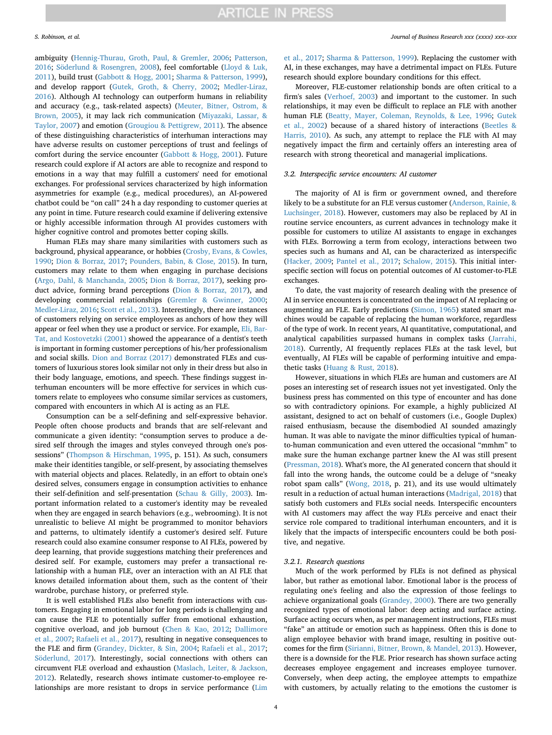ambiguity (Hennig-Thurau, Groth, Paul, & Gremler, 2006; Patterson, 2016; Söderlund & Rosengren, 2008), feel comfortable (Lloyd & Luk, 2011), build trust (Gabbott & Hogg, 2001; Sharma & Patterson, 1999), and develop rapport (Gutek, Groth, & Cherry, 2002; Medler-Liraz, 2016). Although AI technology can outperform humans in reliability and accuracy (e.g., task-related aspects) (Meuter, Bitner, Ostrom, & Brown, 2005), it may lack rich communication (Miyazaki, Lassar, & Taylor, 2007) and emotion (Grougiou & Pettigrew, 2011). The absence of these distinguishing characteristics of interhuman interactions may have adverse results on customer perceptions of trust and feelings of comfort during the service encounter (Gabbott & Hogg, 2001). Future research could explore if AI actors are able to recognize and respond to emotions in a way that may fulfill a customers' need for emotional exchanges. For professional services characterized by high information asymmetries for example (e.g., medical procedures), an AI-powered chatbot could be "on call" 24 h a day responding to customer queries at any point in time. Future research could examine if delivering extensive or highly accessible information through AI provides customers with higher cognitive control and promotes better coping skills.

Human FLEs may share many similarities with customers such as background, physical appearance, or hobbies (Crosby, Evans, & Cowles, 1990; Dion & Borraz, 2017; Pounders, Babin, & Close, 2015). In turn, customers may relate to them when engaging in purchase decisions (Argo, Dahl, & Manchanda, 2005; Dion & Borraz, 2017), seeking product advice, forming brand perceptions (Dion & Borraz, 2017), and developing commercial relationships (Gremler & Gwinner, 2000; Medler-Liraz, 2016; Scott et al., 2013). Interestingly, there are instances of customers relying on service employees as anchors of how they will appear or feel when they use a product or service. For example, Eli, Bar-Tat, and Kostovetzki (2001) showed the appearance of a dentist's teeth is important in forming customer perceptions of his/her professionalism and social skills. Dion and Borraz (2017) demonstrated FLEs and customers of luxurious stores look similar not only in their dress but also in their body language, emotions, and speech. These findings suggest interhuman encounters will be more effective for services in which customers relate to employees who consume similar services as customers, compared with encounters in which AI is acting as an FLE.

Consumption can be a self-defining and self-expressive behavior. People often choose products and brands that are self-relevant and communicate a given identity: "consumption serves to produce a desired self through the images and styles conveyed through one's possessions" (Thompson & Hirschman, 1995, p. 151). As such, consumers make their identities tangible, or self-present, by associating themselves with material objects and places. Relatedly, in an effort to obtain one's desired selves, consumers engage in consumption activities to enhance their self-definition and self-presentation (Schau & Gilly, 2003). Important information related to a customer's identity may be revealed when they are engaged in search behaviors (e.g., webrooming). It is not unrealistic to believe AI might be programmed to monitor behaviors and patterns, to ultimately identify a customer's desired self. Future research could also examine consumer response to AI FLEs, powered by deep learning, that provide suggestions matching their preferences and desired self. For example, customers may prefer a transactional relationship with a human FLE, over an interaction with an AI FLE that knows detailed information about them, such as the content of 'their wardrobe, purchase history, or preferred style.

It is well established FLEs also benefit from interactions with customers. Engaging in emotional labor for long periods is challenging and can cause the FLE to potentially suffer from emotional exhaustion, cognitive overload, and job burnout (Chen & Kao, 2012; Dallimore et al., 2007; Rafaeli et al., 2017), resulting in negative consequences to the FLE and firm (Grandey, Dickter, & Sin, 2004; Rafaeli et al., 2017; Söderlund, 2017). Interestingly, social connections with others can circumvent FLE overload and exhaustion (Maslach, Leiter, & Jackson, 2012). Relatedly, research shows intimate customer-to-employee relationships are more resistant to drops in service performance (Lim et al., 2017; Sharma & Patterson, 1999). Replacing the customer with AI, in these exchanges, may have a detrimental impact on FLEs. Future research should explore boundary conditions for this effect.

Moreover, FLE-customer relationship bonds are often critical to a firm's sales (Verhoef, 2003) and important to the customer. In such relationships, it may even be difficult to replace an FLE with another human FLE (Beatty, Mayer, Coleman, Reynolds, & Lee, 1996; Gutek et al., 2002) because of a shared history of interactions (Beetles & Harris, 2010). As such, any attempt to replace the FLE with AI may negatively impact the firm and certainly offers an interesting area of research with strong theoretical and managerial implications.

### 3.2. Interspecific service encounters: AI customer

The majority of AI is firm or government owned, and therefore likely to be a substitute for an FLE versus customer (Anderson, Rainie, & Luchsinger, 2018). However, customers may also be replaced by AI in routine service encounters, as current advances in technology make it possible for customers to utilize AI assistants to engage in exchanges with FLEs. Borrowing a term from ecology, interactions between two species such as humans and AI, can be characterized as interspecific (Hacker, 2009; Pantel et al., 2017; Schalow, 2015). This initial interspecific section will focus on potential outcomes of AI customer-to-FLE exchanges.

To date, the vast majority of research dealing with the presence of AI in service encounters is concentrated on the impact of AI replacing or augmenting an FLE. Early predictions (Simon, 1965) stated smart machines would be capable of replacing the human workforce, regardless of the type of work. In recent years, AI quantitative, computational, and analytical capabilities surpassed humans in complex tasks (Jarrahi, 2018). Currently, AI frequently replaces FLEs at the task level, but eventually, AI FLEs will be capable of performing intuitive and empathetic tasks (Huang & Rust, 2018).

However, situations in which FLEs are human and customers are AI poses an interesting set of research issues not yet investigated. Only the business press has commented on this type of encounter and has done so with contradictory opinions. For example, a highly publicized AI assistant, designed to act on behalf of customers (i.e., Google Duplex) raised enthusiasm, because the disembodied AI sounded amazingly human. It was able to navigate the minor difficulties typical of human-to-human communication and even uttered the occasional "mmhm" to make sure the human exchange partner knew the AI was still present (Pressman, 2018). What's more, the AI generated concern that should it fall into the wrong hands, the outcome could be a deluge of "sneaky robot spam calls" (Wong, 2018, p. 21), and its use would ultimately result in a reduction of actual human interactions (Madrigal, 2018) that satisfy both customers and FLEs social needs. Interspecific encounters with AI customers may affect the way FLEs perceive and enact their service role compared to traditional interhuman encounters, and it is likely that the impacts of interspecific encounters could be both positive, and negative.

#### 3.2.1. Research questions

Much of the work performed by FLEs is not defined as physical labor, but rather as emotional labor. Emotional labor is the process of regulating one's feeling and also the expression of those feelings to achieve organizational goals (Grandey, 2000). There are two generally recognized types of emotional labor: deep acting and surface acting. Surface acting occurs when, as per management instructions, FLEs must "fake" an attitude or emotion such as happiness. Often this is done to align employee behavior with brand image, resulting in positive outcomes for the firm (Sirianni, Bitner, Brown, & Mandel, 2013). However, there is a downside for the FLE. Prior research has shown surface acting decreases employee engagement and increases employee turnover. Conversely, when deep acting, the employee attempts to empathize with customers, by actually relating to the emotions the customer is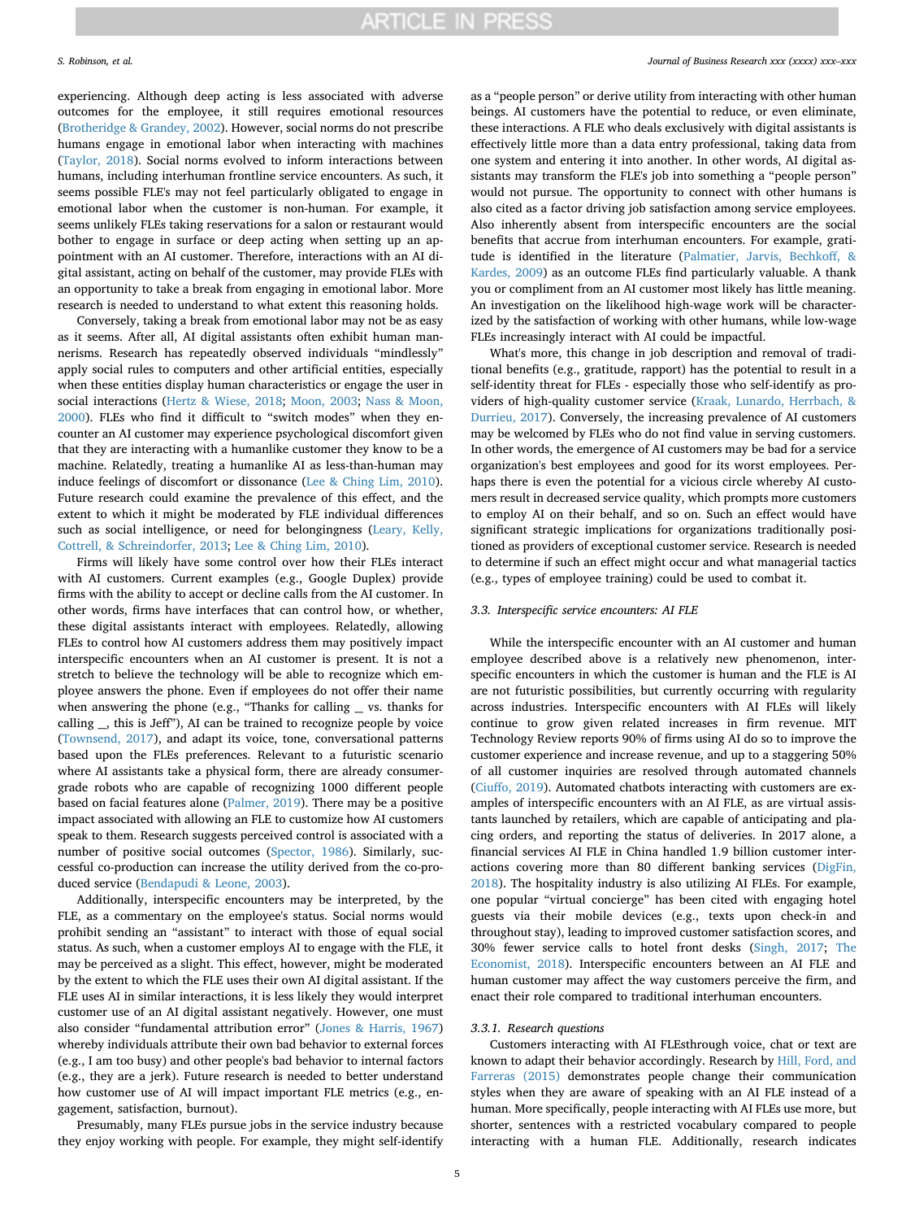experiencing. Although deep acting is less associated with adverse outcomes for the employee, it still requires emotional resources (Brotheridge & Grandey, 2002). However, social norms do not prescribe humans engage in emotional labor when interacting with machines (Taylor, 2018). Social norms evolved to inform interactions between humans, including interhuman frontline service encounters. As such, it seems possible FLE's may not feel particularly obligated to engage in emotional labor when the customer is non-human. For example, it seems unlikely FLEs taking reservations for a salon or restaurant would bother to engage in surface or deep acting when setting up an appointment with an AI customer. Therefore, interactions with an AI digital assistant, acting on behalf of the customer, may provide FLEs with an opportunity to take a break from engaging in emotional labor. More research is needed to understand to what extent this reasoning holds.

Conversely, taking a break from emotional labor may not be as easy as it seems. After all, AI digital assistants often exhibit human mannerisms. Research has repeatedly observed individuals "mindlessly" apply social rules to computers and other artificial entities, especially when these entities display human characteristics or engage the user in social interactions (Hertz & Wiese, 2018; Moon, 2003; Nass & Moon, 2000). FLEs who find it difficult to "switch modes" when they encounter an AI customer may experience psychological discomfort given that they are interacting with a humanlike customer they know to be a machine. Relatedly, treating a humanlike AI as less-than-human may induce feelings of discomfort or dissonance (Lee & Ching Lim, 2010). Future research could examine the prevalence of this effect, and the extent to which it might be moderated by FLE individual differences such as social intelligence, or need for belongingness (Leary, Kelly, Cottrell, & Schreindorfer, 2013; Lee & Ching Lim, 2010).

Firms will likely have some control over how their FLEs interact with AI customers. Current examples (e.g., Google Duplex) provide firms with the ability to accept or decline calls from the AI customer. In other words, firms have interfaces that can control how, or whether, these digital assistants interact with employees. Relatedly, allowing FLEs to control how AI customers address them may positively impact interspecific encounters when an AI customer is present. It is not a stretch to believe the technology will be able to recognize which employee answers the phone. Even if employees do not offer their name when answering the phone (e.g., "Thanks for calling _ vs. thanks for calling _, this is Jeff"), AI can be trained to recognize people by voice (Townsend, 2017), and adapt its voice, tone, conversational patterns based upon the FLEs preferences. Relevant to a futuristic scenario where AI assistants take a physical form, there are already consumer-grade robots who are capable of recognizing 1000 different people based on facial features alone (Palmer, 2019). There may be a positive impact associated with allowing an FLE to customize how AI customers speak to them. Research suggests perceived control is associated with a number of positive social outcomes (Spector, 1986). Similarly, successful co-production can increase the utility derived from the co-produced service (Bendapudi & Leone, 2003).

Additionally, interspecific encounters may be interpreted, by the FLE, as a commentary on the employee's status. Social norms would prohibit sending an "assistant" to interact with those of equal social status. As such, when a customer employs AI to engage with the FLE, it may be perceived as a slight. This effect, however, might be moderated by the extent to which the FLE uses their own AI digital assistant. If the FLE uses AI in similar interactions, it is less likely they would interpret customer use of an AI digital assistant negatively. However, one must also consider "fundamental attribution error" (Jones & Harris, 1967) whereby individuals attribute their own bad behavior to external forces (e.g., I am too busy) and other people's bad behavior to internal factors (e.g., they are a jerk). Future research is needed to better understand how customer use of AI will impact important FLE metrics (e.g., engagement, satisfaction, burnout).

Presumably, many FLEs pursue jobs in the service industry because they enjoy working with people. For example, they might self-identify as a "people person" or derive utility from interacting with other human beings. AI customers have the potential to reduce, or even eliminate, these interactions. A FLE who deals exclusively with digital assistants is effectively little more than a data entry professional, taking data from one system and entering it into another. In other words, AI digital assistants may transform the FLE's job into something a "people person" would not pursue. The opportunity to connect with other humans is also cited as a factor driving job satisfaction among service employees. Also inherently absent from interspecific encounters are the social benefits that accrue from interhuman encounters. For example, gratitude is identified in the literature (Palmatier, Jarvis, Bechkoff, & Kardes, 2009) as an outcome FLEs find particularly valuable. A thank you or compliment from an AI customer most likely has little meaning. An investigation on the likelihood high-wage work will be characterized by the satisfaction of working with other humans, while low-wage FLEs increasingly interact with AI could be impactful.

What's more, this change in job description and removal of traditional benefits (e.g., gratitude, rapport) has the potential to result in a self-identity threat for FLEs - especially those who self-identify as providers of high-quality customer service (Kraak, Lunardo, Herrbach, & Durrieu, 2017). Conversely, the increasing prevalence of AI customers may be welcomed by FLEs who do not find value in serving customers. In other words, the emergence of AI customers may be bad for a service organization's best employees and good for its worst employees. Perhaps there is even the potential for a vicious circle whereby AI customers result in decreased service quality, which prompts more customers to employ AI on their behalf, and so on. Such an effect would have significant strategic implications for organizations traditionally positioned as providers of exceptional customer service. Research is needed to determine if such an effect might occur and what managerial tactics (e.g., types of employee training) could be used to combat it.

### 3.3. Interspecific service encounters: AI FLE

While the interspecific encounter with an AI customer and human employee described above is a relatively new phenomenon, interspecific encounters in which the customer is human and the FLE is AI are not futuristic possibilities, but currently occurring with regularity across industries. Interspecific encounters with AI FLEs will likely continue to grow given related increases in firm revenue. MIT Technology Review reports 90% of firms using AI do so to improve the customer experience and increase revenue, and up to a staggering 50% of all customer inquiries are resolved through automated channels (Ciuffo, 2019). Automated chatbots interacting with customers are examples of interspecific encounters with an AI FLE, as are virtual assistants launched by retailers, which are capable of anticipating and placing orders, and reporting the status of deliveries. In 2017 alone, a financial services AI FLE in China handled 1.9 billion customer interactions covering more than 80 different banking services (DigFin, 2018). The hospitality industry is also utilizing AI FLEs. For example, one popular "virtual concierge" has been cited with engaging hotel guests via their mobile devices (e.g., texts upon check-in and throughout stay), leading to improved customer satisfaction scores, and 30% fewer service calls to hotel front desks (Singh, 2017; The Economist, 2018). Interspecific encounters between an AI FLE and human customer may affect the way customers perceive the firm, and enact their role compared to traditional interhuman encounters.

#### 3.3.1. Research questions

Customers interacting with AI FLEsthrough voice, chat or text are known to adapt their behavior accordingly. Research by Hill, Ford, and Farreras (2015) demonstrates people change their communication styles when they are aware of speaking with an AI FLE instead of a human. More specifically, people interacting with AI FLEs use more, but shorter, sentences with a restricted vocabulary compared to people interacting with a human FLE. Additionally, research indicates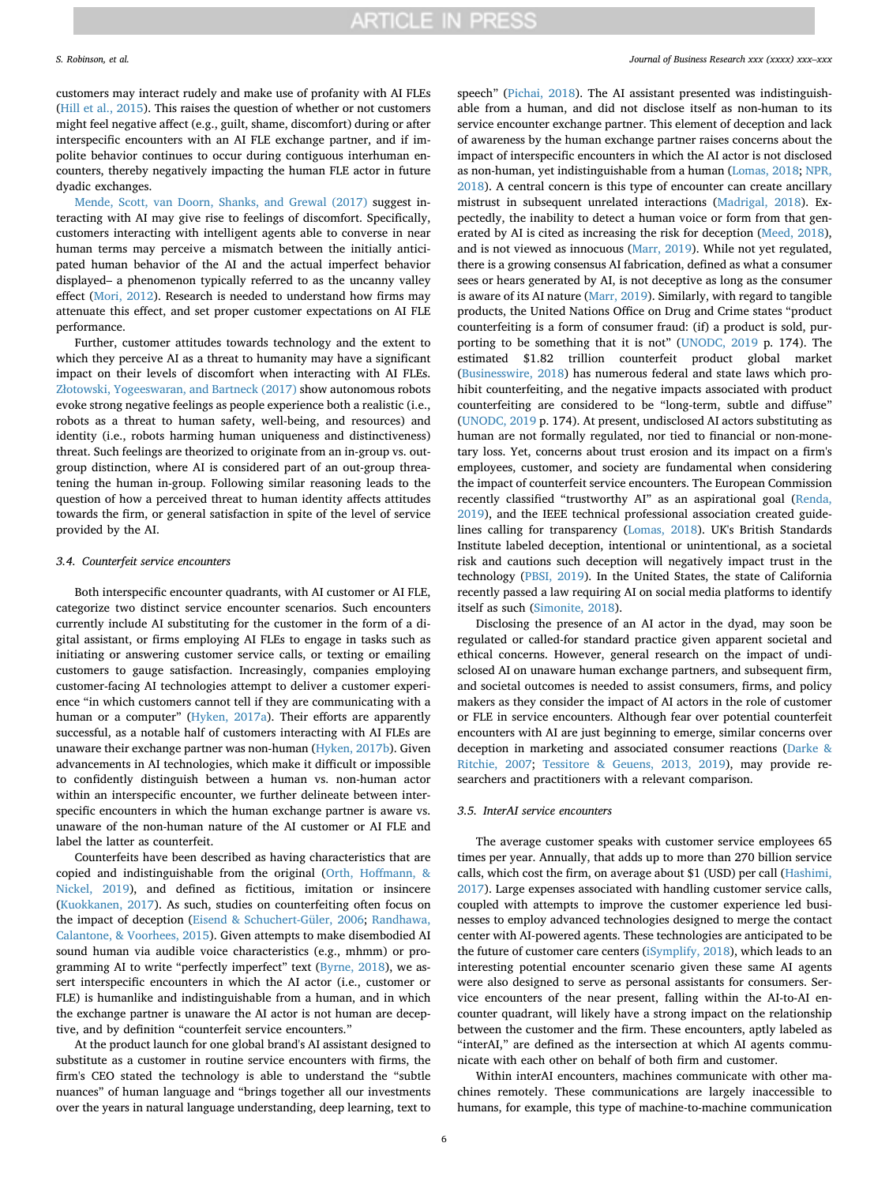customers may interact rudely and make use of profanity with AI FLEs (Hill et al., 2015). This raises the question of whether or not customers might feel negative affect (e.g., guilt, shame, discomfort) during or after interspecific encounters with an AI FLE exchange partner, and if impolite behavior continues to occur during contiguous interhuman encounters, thereby negatively impacting the human FLE actor in future dyadic exchanges.

Mende, Scott, van Doorn, Shanks, and Grewal (2017) suggest interacting with AI may give rise to feelings of discomfort. Specifically, customers interacting with intelligent agents able to converse in near human terms may perceive a mismatch between the initially anticipated human behavior of the AI and the actual imperfect behavior displayed– a phenomenon typically referred to as the uncanny valley effect (Mori, 2012). Research is needed to understand how firms may attenuate this effect, and set proper customer expectations on AI FLE performance.

Further, customer attitudes towards technology and the extent to which they perceive AI as a threat to humanity may have a significant impact on their levels of discomfort when interacting with AI FLEs. Złotowski, Yogeeswaran, and Bartneck (2017) show autonomous robots evoke strong negative feelings as people experience both a realistic (i.e., robots as a threat to human safety, well-being, and resources) and identity (i.e., robots harming human uniqueness and distinctiveness) threat. Such feelings are theorized to originate from an in-group vs. out-group distinction, where AI is considered part of an out-group threatening the human in-group. Following similar reasoning leads to the question of how a perceived threat to human identity affects attitudes towards the firm, or general satisfaction in spite of the level of service provided by the AI.

### 3.4. Counterfeit service encounters

Both interspecific encounter quadrants, with AI customer or AI FLE, categorize two distinct service encounter scenarios. Such encounters currently include AI substituting for the customer in the form of a digital assistant, or firms employing AI FLEs to engage in tasks such as initiating or answering customer service calls, or texting or emailing customers to gauge satisfaction. Increasingly, companies employing customer-facing AI technologies attempt to deliver a customer experience "in which customers cannot tell if they are communicating with a human or a computer" (Hyken, 2017a). Their efforts are apparently successful, as a notable half of customers interacting with AI FLEs are unaware their exchange partner was non-human (Hyken, 2017b). Given advancements in AI technologies, which make it difficult or impossible to confidently distinguish between a human vs. non-human actor within an interspecific encounter, we further delineate between interspecific encounters in which the human exchange partner is aware vs. unaware of the non-human nature of the AI customer or AI FLE and label the latter as counterfeit.

Counterfeits have been described as having characteristics that are copied and indistinguishable from the original (Orth, Hoffmann, & Nickel, 2019), and defined as fictitious, imitation or insincere (Kuokkanen, 2017). As such, studies on counterfeiting often focus on the impact of deception (Eisend & Schuchert-Güler, 2006; Randhawa, Calantone, & Voorhees, 2015). Given attempts to make disembodied AI sound human via audible voice characteristics (e.g., mhmm) or programming AI to write "perfectly imperfect" text (Byrne, 2018), we assert interspecific encounters in which the AI actor (i.e., customer or FLE) is humanlike and indistinguishable from a human, and in which the exchange partner is unaware the AI actor is not human are deceptive, and by definition "counterfeit service encounters."

At the product launch for one global brand's AI assistant designed to substitute as a customer in routine service encounters with firms, the firm's CEO stated the technology is able to understand the "subtle nuances" of human language and "brings together all our investments over the years in natural language understanding, deep learning, text to speech" (Pichai, 2018). The AI assistant presented was indistinguishable from a human, and did not disclose itself as non-human to its service encounter exchange partner. This element of deception and lack of awareness by the human exchange partner raises concerns about the impact of interspecific encounters in which the AI actor is not disclosed as non-human, yet indistinguishable from a human (Lomas, 2018; NPR, 2018). A central concern is this type of encounter can create ancillary mistrust in subsequent unrelated interactions (Madrigal, 2018). Expectedly, the inability to detect a human voice or form from that generated by AI is cited as increasing the risk for deception (Meed, 2018), and is not viewed as innocuous (Marr, 2019). While not yet regulated, there is a growing consensus AI fabrication, defined as what a consumer sees or hears generated by AI, is not deceptive as long as the consumer is aware of its AI nature (Marr, 2019). Similarly, with regard to tangible products, the United Nations Office on Drug and Crime states "product counterfeiting is a form of consumer fraud: (if) a product is sold, purporting to be something that it is not" (UNODC, 2019 p. 174). The estimated $1.82 trillion counterfeit product global market (Businesswire, 2018) has numerous federal and state laws which prohibit counterfeiting, and the negative impacts associated with product counterfeiting are considered to be "long-term, subtle and diffuse" (UNODC, 2019 p. 174). At present, undisclosed AI actors substituting as human are not formally regulated, nor tied to financial or non-monetary loss. Yet, concerns about trust erosion and its impact on a firm's employees, customer, and society are fundamental when considering the impact of counterfeit service encounters. The European Commission recently classified "trustworthy AI" as an aspirational goal (Renda, 2019), and the IEEE technical professional association created guidelines calling for transparency (Lomas, 2018). UK's British Standards Institute labeled deception, intentional or unintentional, as a societal risk and cautions such deception will negatively impact trust in the technology (PBSI, 2019). In the United States, the state of California recently passed a law requiring AI on social media platforms to identify itself as such (Simonite, 2018).

Disclosing the presence of an AI actor in the dyad, may soon be regulated or called-for standard practice given apparent societal and ethical concerns. However, general research on the impact of undisclosed AI on unaware human exchange partners, and subsequent firm, and societal outcomes is needed to assist consumers, firms, and policy makers as they consider the impact of AI actors in the role of customer or FLE in service encounters. Although fear over potential counterfeit encounters with AI are just beginning to emerge, similar concerns over deception in marketing and associated consumer reactions (Darke & Ritchie, 2007; Tessitore & Geuens, 2013, 2019), may provide researchers and practitioners with a relevant comparison.

### 3.5. InterAI service encounters

The average customer speaks with customer service employees 65 times per year. Annually, that adds up to more than 270 billion service calls, which cost the firm, on average about $1 (USD) per call (Hashimi, 2017). Large expenses associated with handling customer service calls, coupled with attempts to improve the customer experience led businesses to employ advanced technologies designed to merge the contact center with AI-powered agents. These technologies are anticipated to be the future of customer care centers (iSymplify, 2018), which leads to an interesting potential encounter scenario given these same AI agents were also designed to serve as personal assistants for consumers. Service encounters of the near present, falling within the AI-to-AI encounter quadrant, will likely have a strong impact on the relationship between the customer and the firm. These encounters, aptly labeled as "interAI," are defined as the intersection at which AI agents communicate with each other on behalf of both firm and customer.

Within interAI encounters, machines communicate with other machines remotely. These communications are largely inaccessible to humans, for example, this type of machine-to-machine communication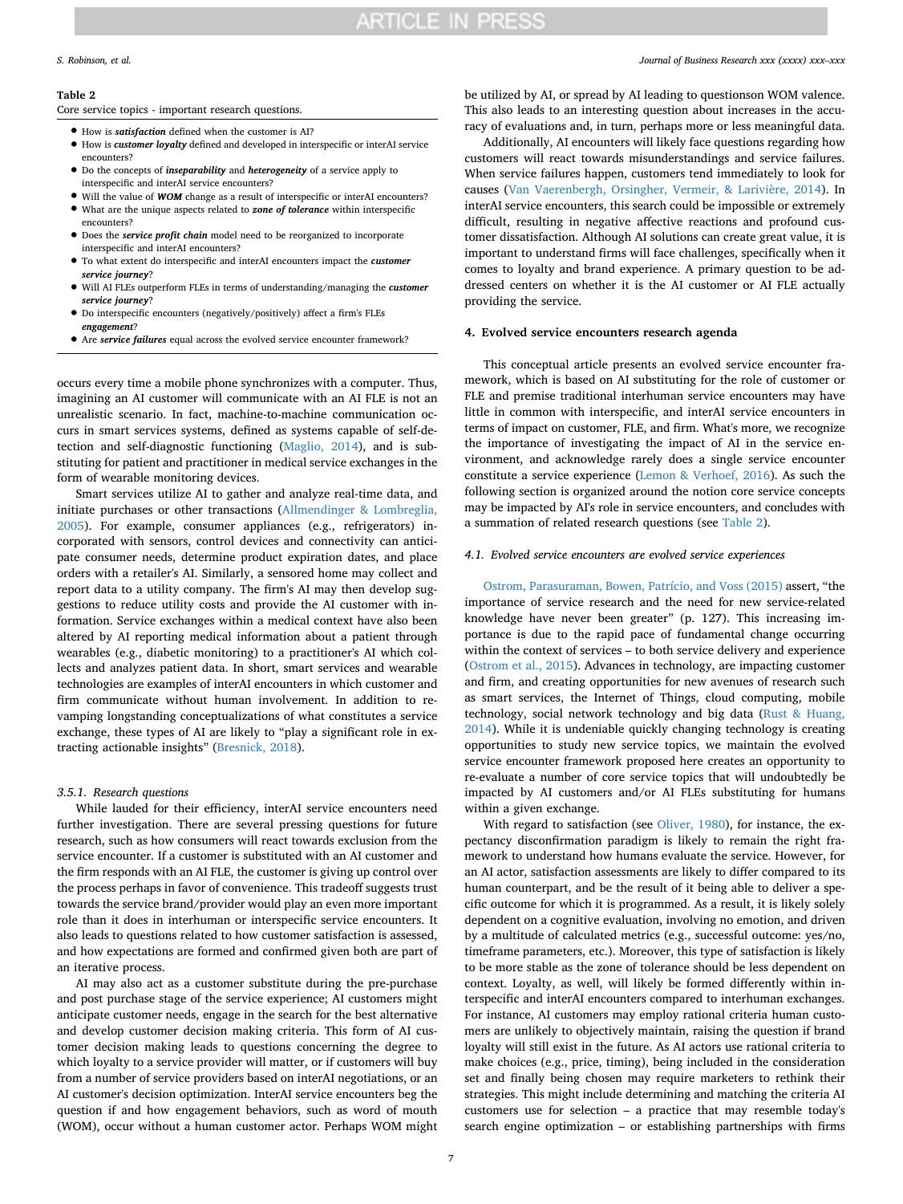**Table 2**
Core service topics - important research questions.

- How is ***satisfaction*** defined when the customer is AI?
- How is ***customer loyalty*** defined and developed in interspecific or interAI service encounters?
- Do the concepts of ***inseparability*** and ***heterogeneity*** of a service apply to interspecific and interAI service encounters?
- Will the value of ***WOM*** change as a result of interspecific or interAI encounters?
- What are the unique aspects related to ***zone of tolerance*** within interspecific encounters?
- Does the ***service profit chain*** model need to be reorganized to incorporate interspecific and interAI encounters?
- To what extent do interspecific and interAI encounters impact the ***customer service journey***?
- Will AI FLEs outperform FLEs in terms of understanding/managing the ***customer service journey***?
- Do interspecific encounters (negatively/positively) affect a firm's FLEs ***engagement***?
- Are ***service failures*** equal across the evolved service encounter framework?

occurs every time a mobile phone synchronizes with a computer. Thus, imagining an AI customer will communicate with an AI FLE is not an unrealistic scenario. In fact, machine-to-machine communication occurs in smart services systems, defined as systems capable of self-detection and self-diagnostic functioning (Maglio, 2014), and is substituting for patient and practitioner in medical service exchanges in the form of wearable monitoring devices.

Smart services utilize AI to gather and analyze real-time data, and initiate purchases or other transactions (Allmendinger & Lombreglia, 2005). For example, consumer appliances (e.g., refrigerators) incorporated with sensors, control devices and connectivity can anticipate consumer needs, determine product expiration dates, and place orders with a retailer's AI. Similarly, a sensored home may collect and report data to a utility company. The firm's AI may then develop suggestions to reduce utility costs and provide the AI customer with information. Service exchanges within a medical context have also been altered by AI reporting medical information about a patient through wearables (e.g., diabetic monitoring) to a practitioner's AI which collects and analyzes patient data. In short, smart services and wearable technologies are examples of interAI encounters in which customer and firm communicate without human involvement. In addition to revamping longstanding conceptualizations of what constitutes a service exchange, these types of AI are likely to "play a significant role in extracting actionable insights" (Bresnick, 2018).

#### 3.5.1. Research questions

While lauded for their efficiency, interAI service encounters need further investigation. There are several pressing questions for future research, such as how consumers will react towards exclusion from the service encounter. If a customer is substituted with an AI customer and the firm responds with an AI FLE, the customer is giving up control over the process perhaps in favor of convenience. This tradeoff suggests trust towards the service brand/provider would play an even more important role than it does in interhuman or interspecific service encounters. It also leads to questions related to how customer satisfaction is assessed, and how expectations are formed and confirmed given both are part of an iterative process.

AI may also act as a customer substitute during the pre-purchase and post purchase stage of the service experience; AI customers might anticipate customer needs, engage in the search for the best alternative and develop customer decision making criteria. This form of AI customer decision making leads to questions concerning the degree to which loyalty to a service provider will matter, or if customers will buy from a number of service providers based on interAI negotiations, or an AI customer's decision optimization. InterAI service encounters beg the question if and how engagement behaviors, such as word of mouth (WOM), occur without a human customer actor. Perhaps WOM might be utilized by AI, or spread by AI leading to questionson WOM valence. This also leads to an interesting question about increases in the accuracy of evaluations and, in turn, perhaps more or less meaningful data.

Additionally, AI encounters will likely face questions regarding how customers will react towards misunderstandings and service failures. When service failures happen, customers tend immediately to look for causes (Van Vaerenbergh, Orsingher, Vermeir, & Larivière, 2014). In interAI service encounters, this search could be impossible or extremely difficult, resulting in negative affective reactions and profound customer dissatisfaction. Although AI solutions can create great value, it is important to understand firms will face challenges, specifically when it comes to loyalty and brand experience. A primary question to be addressed centers on whether it is the AI customer or AI FLE actually providing the service.

## 4. Evolved service encounters research agenda

This conceptual article presents an evolved service encounter framework, which is based on AI substituting for the role of customer or FLE and premise traditional interhuman service encounters may have little in common with interspecific, and interAI service encounters in terms of impact on customer, FLE, and firm. What's more, we recognize the importance of investigating the impact of AI in the service environment, and acknowledge rarely does a single service encounter constitute a service experience (Lemon & Verhoef, 2016). As such the following section is organized around the notion core service concepts may be impacted by AI's role in service encounters, and concludes with a summation of related research questions (see Table 2).

### 4.1. Evolved service encounters are evolved service experiences

Ostrom, Parasuraman, Bowen, Patrício, and Voss (2015) assert, "the importance of service research and the need for new service-related knowledge have never been greater" (p. 127). This increasing importance is due to the rapid pace of fundamental change occurring within the context of services – to both service delivery and experience (Ostrom et al., 2015). Advances in technology, are impacting customer and firm, and creating opportunities for new avenues of research such as smart services, the Internet of Things, cloud computing, mobile technology, social network technology and big data (Rust & Huang, 2014). While it is undeniable quickly changing technology is creating opportunities to study new service topics, we maintain the evolved service encounter framework proposed here creates an opportunity to re-evaluate a number of core service topics that will undoubtedly be impacted by AI customers and/or AI FLEs substituting for humans within a given exchange.

With regard to satisfaction (see Oliver, 1980), for instance, the expectancy disconfirmation paradigm is likely to remain the right framework to understand how humans evaluate the service. However, for an AI actor, satisfaction assessments are likely to differ compared to its human counterpart, and be the result of it being able to deliver a specific outcome for which it is programmed. As a result, it is likely solely dependent on a cognitive evaluation, involving no emotion, and driven by a multitude of calculated metrics (e.g., successful outcome: yes/no, timeframe parameters, etc.). Moreover, this type of satisfaction is likely to be more stable as the zone of tolerance should be less dependent on context. Loyalty, as well, will likely be formed differently within interspecific and interAI encounters compared to interhuman exchanges. For instance, AI customers may employ rational criteria human customers are unlikely to objectively maintain, raising the question if brand loyalty will still exist in the future. As AI actors use rational criteria to make choices (e.g., price, timing), being included in the consideration set and finally being chosen may require marketers to rethink their strategies. This might include determining and matching the criteria AI customers use for selection – a practice that may resemble today's search engine optimization – or establishing partnerships with firms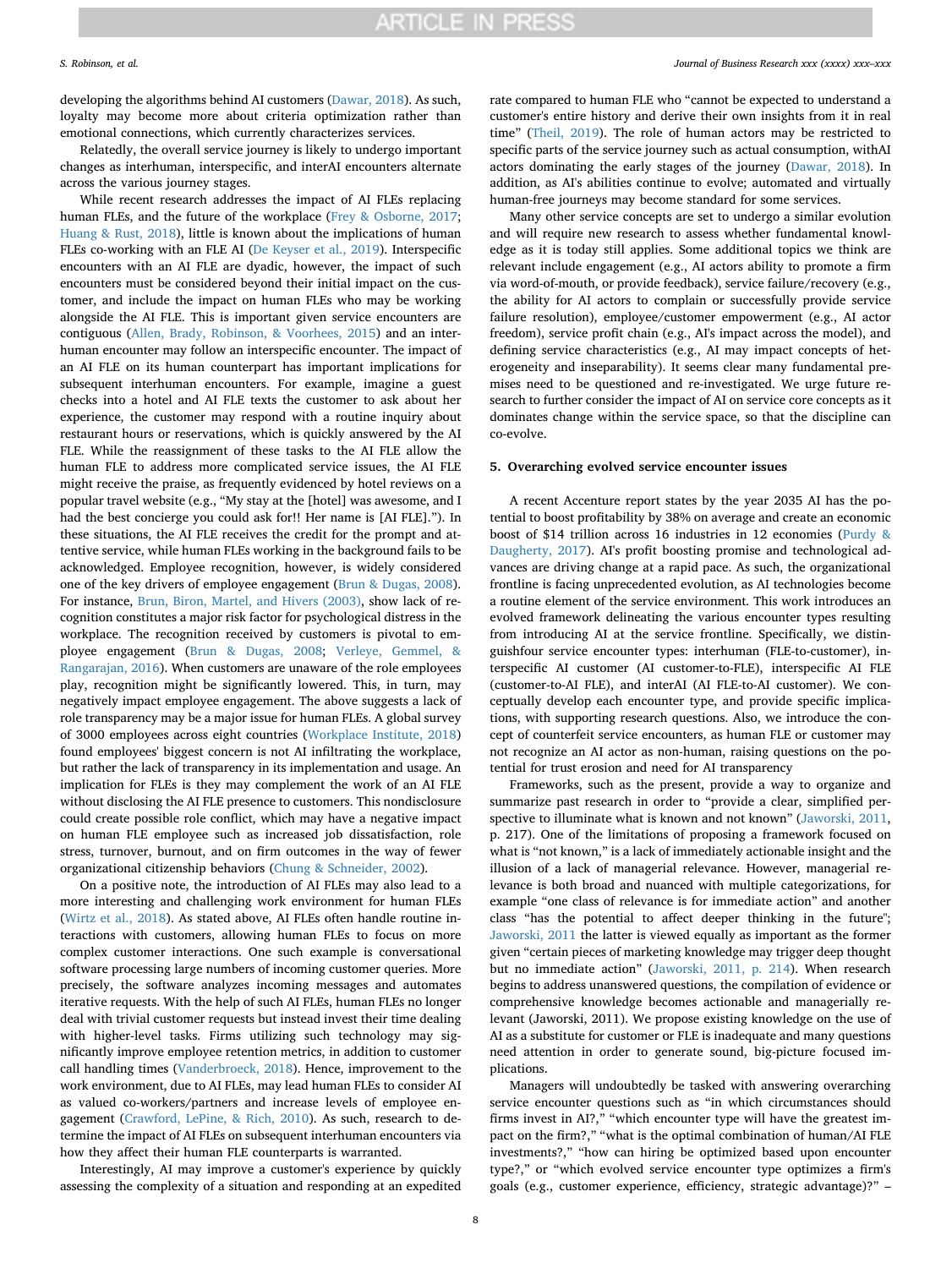developing the algorithms behind AI customers (Dawar, 2018). As such, loyalty may become more about criteria optimization rather than emotional connections, which currently characterizes services.

Relatedly, the overall service journey is likely to undergo important changes as interhuman, interspecific, and interAI encounters alternate across the various journey stages.

While recent research addresses the impact of AI FLEs replacing human FLEs, and the future of the workplace (Frey & Osborne, 2017; Huang & Rust, 2018), little is known about the implications of human FLEs co-working with an FLE AI (De Keyser et al., 2019). Interspecific encounters with an AI FLE are dyadic, however, the impact of such encounters must be considered beyond their initial impact on the customer, and include the impact on human FLEs who may be working alongside the AI FLE. This is important given service encounters are contiguous (Allen, Brady, Robinson, & Voorhees, 2015) and an interhuman encounter may follow an interspecific encounter. The impact of an AI FLE on its human counterpart has important implications for subsequent interhuman encounters. For example, imagine a guest checks into a hotel and AI FLE texts the customer to ask about her experience, the customer may respond with a routine inquiry about restaurant hours or reservations, which is quickly answered by the AI FLE. While the reassignment of these tasks to the AI FLE allow the human FLE to address more complicated service issues, the AI FLE might receive the praise, as frequently evidenced by hotel reviews on a popular travel website (e.g., "My stay at the [hotel] was awesome, and I had the best concierge you could ask for!! Her name is [AI FLE]."). In these situations, the AI FLE receives the credit for the prompt and attentive service, while human FLEs working in the background fails to be acknowledged. Employee recognition, however, is widely considered one of the key drivers of employee engagement (Brun & Dugas, 2008). For instance, Brun, Biron, Martel, and Hivers (2003), show lack of recognition constitutes a major risk factor for psychological distress in the workplace. The recognition received by customers is pivotal to employee engagement (Brun & Dugas, 2008; Verleye, Gemmel, & Rangarajan, 2016). When customers are unaware of the role employees play, recognition might be significantly lowered. This, in turn, may negatively impact employee engagement. The above suggests a lack of role transparency may be a major issue for human FLEs. A global survey of 3000 employees across eight countries (Workplace Institute, 2018) found employees' biggest concern is not AI infiltrating the workplace, but rather the lack of transparency in its implementation and usage. An implication for FLEs is they may complement the work of an AI FLE without disclosing the AI FLE presence to customers. This nondisclosure could create possible role conflict, which may have a negative impact on human FLE employee such as increased job dissatisfaction, role stress, turnover, burnout, and on firm outcomes in the way of fewer organizational citizenship behaviors (Chung & Schneider, 2002).

On a positive note, the introduction of AI FLEs may also lead to a more interesting and challenging work environment for human FLEs (Wirtz et al., 2018). As stated above, AI FLEs often handle routine interactions with customers, allowing human FLEs to focus on more complex customer interactions. One such example is conversational software processing large numbers of incoming customer queries. More precisely, the software analyzes incoming messages and automates iterative requests. With the help of such AI FLEs, human FLEs no longer deal with trivial customer requests but instead invest their time dealing with higher-level tasks. Firms utilizing such technology may significantly improve employee retention metrics, in addition to customer call handling times (Vanderbroeck, 2018). Hence, improvement to the work environment, due to AI FLEs, may lead human FLEs to consider AI as valued co-workers/partners and increase levels of employee engagement (Crawford, LePine, & Rich, 2010). As such, research to determine the impact of AI FLEs on subsequent interhuman encounters via how they affect their human FLE counterparts is warranted.

Interestingly, AI may improve a customer's experience by quickly assessing the complexity of a situation and responding at an expedited rate compared to human FLE who "cannot be expected to understand a customer's entire history and derive their own insights from it in real time" (Theil, 2019). The role of human actors may be restricted to specific parts of the service journey such as actual consumption, withAI actors dominating the early stages of the journey (Dawar, 2018). In addition, as AI's abilities continue to evolve; automated and virtually human-free journeys may become standard for some services.

Many other service concepts are set to undergo a similar evolution and will require new research to assess whether fundamental knowledge as it is today still applies. Some additional topics we think are relevant include engagement (e.g., AI actors ability to promote a firm via word-of-mouth, or provide feedback), service failure/recovery (e.g., the ability for AI actors to complain or successfully provide service failure resolution), employee/customer empowerment (e.g., AI actor freedom), service profit chain (e.g., AI's impact across the model), and defining service characteristics (e.g., AI may impact concepts of heterogeneity and inseparability). It seems clear many fundamental premises need to be questioned and re-investigated. We urge future research to further consider the impact of AI on service core concepts as it dominates change within the service space, so that the discipline can co-evolve.

## 5. Overarching evolved service encounter issues

A recent Accenture report states by the year 2035 AI has the potential to boost profitability by 38% on average and create an economic boost of $14 trillion across 16 industries in 12 economies (Purdy & Daugherty, 2017). AI's profit boosting promise and technological advances are driving change at a rapid pace. As such, the organizational frontline is facing unprecedented evolution, as AI technologies become a routine element of the service environment. This work introduces an evolved framework delineating the various encounter types resulting from introducing AI at the service frontline. Specifically, we distinguishfour service encounter types: interhuman (FLE-to-customer), interspecific AI customer (AI customer-to-FLE), interspecific AI FLE (customer-to-AI FLE), and interAI (AI FLE-to-AI customer). We conceptually develop each encounter type, and provide specific implications, with supporting research questions. Also, we introduce the concept of counterfeit service encounters, as human FLE or customer may not recognize an AI actor as non-human, raising questions on the potential for trust erosion and need for AI transparency

Frameworks, such as the present, provide a way to organize and summarize past research in order to "provide a clear, simplified perspective to illuminate what is known and not known" (Jaworski, 2011, p. 217). One of the limitations of proposing a framework focused on what is "not known," is a lack of immediately actionable insight and the illusion of a lack of managerial relevance. However, managerial relevance is both broad and nuanced with multiple categorizations, for example "one class of relevance is for immediate action" and another class "has the potential to affect deeper thinking in the future"; Jaworski, 2011 the latter is viewed equally as important as the former given "certain pieces of marketing knowledge may trigger deep thought but no immediate action" (Jaworski, 2011, p. 214). When research begins to address unanswered questions, the compilation of evidence or comprehensive knowledge becomes actionable and managerially relevant (Jaworski, 2011). We propose existing knowledge on the use of AI as a substitute for customer or FLE is inadequate and many questions need attention in order to generate sound, big-picture focused implications.

Managers will undoubtedly be tasked with answering overarching service encounter questions such as "in which circumstances should firms invest in AI?," "which encounter type will have the greatest impact on the firm?," "what is the optimal combination of human/AI FLE investments?," "how can hiring be optimized based upon encounter type?," or "which evolved service encounter type optimizes a firm's goals (e.g., customer experience, efficiency, strategic advantage)?" –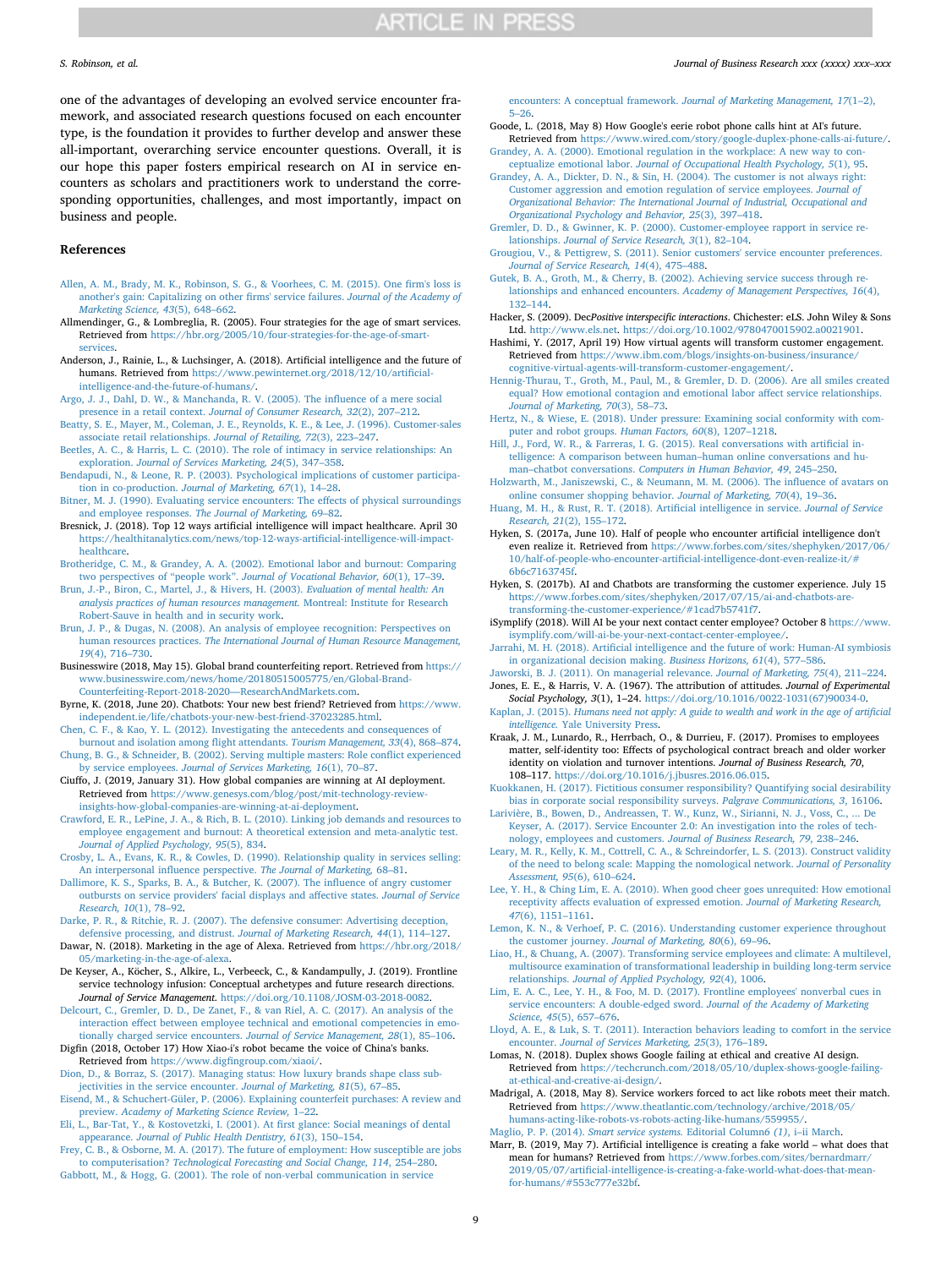one of the advantages of developing an evolved service encounter framework, and associated research questions focused on each encounter type, is the foundation it provides to further develop and answer these all-important, overarching service encounter questions. Overall, it is our hope this paper fosters empirical research on AI in service encounters as scholars and practitioners work to understand the corresponding opportunities, challenges, and most importantly, impact on business and people.

## References

Allen, A. M., Brady, M. K., Robinson, S. G., & Voorhees, C. M. (2015). One firm's loss is another's gain: Capitalizing on other firms' service failures. *Journal of the Academy of Marketing Science, 43*(5), 648–662.

Allmendinger, G., & Lombreglia, R. (2005). Four strategies for the age of smart services. Retrieved from https://hbr.org/2005/10/four-strategies-for-the-age-of-smart-services.

Anderson, J., Rainie, L., & Luchsinger, A. (2018). Artificial intelligence and the future of humans. Retrieved from https://www.pewinternet.org/2018/12/10/artificial-intelligence-and-the-future-of-humans/.

Argo, J. J., Dahl, D. W., & Manchanda, R. V. (2005). The influence of a mere social presence in a retail context. *Journal of Consumer Research, 32*(2), 207–212.

Beatty, S. E., Mayer, M., Coleman, J. E., Reynolds, K. E., & Lee, J. (1996). Customer-sales associate retail relationships. *Journal of Retailing, 72*(3), 223–247.

Beetles, A. C., & Harris, L. C. (2010). The role of intimacy in service relationships: An exploration. *Journal of Services Marketing, 24*(5), 347–358.

Bendapudi, N., & Leone, R. P. (2003). Psychological implications of customer participation in co-production. *Journal of Marketing, 67*(1), 14–28.

Bitner, M. J. (1990). Evaluating service encounters: The effects of physical surroundings and employee responses. *The Journal of Marketing,* 69–82.

Bresnick, J. (2018). Top 12 ways artificial intelligence will impact healthcare. April 30 https://healthitanalytics.com/news/top-12-ways-artificial-intelligence-will-impact-healthcare.

Brotheridge, C. M., & Grandey, A. A. (2002). Emotional labor and burnout: Comparing two perspectives of "people work". *Journal of Vocational Behavior, 60*(1), 17–39.

Brun, J.-P., Biron, C., Martel, J., & Hivers, H. (2003). *Evaluation of mental health: An analysis practices of human resources management.* Montreal: Institute for Research Robert-Sauve in health and in security work.

Brun, J. P., & Dugas, N. (2008). An analysis of employee recognition: Perspectives on human resources practices. *The International Journal of Human Resource Management, 19*(4), 716–730.

Businesswire (2018, May 15). Global brand counterfeiting report. Retrieved from https://www.businesswire.com/news/home/20180515005775/en/Global-Brand-Counterfeiting-Report-2018-2020—ResearchAndMarkets.com.

Byrne, K. (2018, June 20). Chatbots: Your new best friend? Retrieved from https://www.independent.ie/life/chatbots-your-new-best-friend-37023285.html.

Chen, C. F., & Kao, Y. L. (2012). Investigating the antecedents and consequences of burnout and isolation among flight attendants. *Tourism Management, 33*(4), 868–874.

Chung, B. G., & Schneider, B. (2002). Serving multiple masters: Role conflict experienced by service employees. *Journal of Services Marketing, 16*(1), 70–87.

Ciuffo, J. (2019, January 31). How global companies are winning at AI deployment. Retrieved from https://www.genesys.com/blog/post/mit-technology-review-insights-how-global-companies-are-winning-at-ai-deployment.

Crawford, E. R., LePine, J. A., & Rich, B. L. (2010). Linking job demands and resources to employee engagement and burnout: A theoretical extension and meta-analytic test. *Journal of Applied Psychology, 95*(5), 834.

Crosby, L. A., Evans, K. R., & Cowles, D. (1990). Relationship quality in services selling: An interpersonal influence perspective. *The Journal of Marketing,* 68–81.

Dallimore, K. S., Sparks, B. A., & Butcher, K. (2007). The influence of angry customer outbursts on service providers' facial displays and affective states. *Journal of Service Research, 10*(1), 78–92.

Darke, P. R., & Ritchie, R. J. (2007). The defensive consumer: Advertising deception, defensive processing, and distrust. *Journal of Marketing Research, 44*(1), 114–127.

Dawar, N. (2018). Marketing in the age of Alexa. Retrieved from https://hbr.org/2018/05/marketing-in-the-age-of-alexa.

De Keyser, A., Köcher, S., Alkire, L., Verbeeck, C., & Kandampully, J. (2019). Frontline service technology infusion: Conceptual archetypes and future research directions. *Journal of Service Management.* https://doi.org/10.1108/JOSM-03-2018-0082.

Delcourt, C., Gremler, D. D., De Zanet, F., & van Riel, A. C. (2017). An analysis of the interaction effect between employee technical and emotional competencies in emotionally charged service encounters. *Journal of Service Management, 28*(1), 85–106.

Digfin (2018, October 17) How Xiao-i's robot became the voice of China's banks. Retrieved from https://www.digfingroup.com/xiaoi/.

Dion, D., & Borraz, S. (2017). Managing status: How luxury brands shape class subjectivities in the service encounter. *Journal of Marketing, 81*(5), 67–85.

Eisend, M., & Schuchert-Güler, P. (2006). Explaining counterfeit purchases: A review and preview. *Academy of Marketing Science Review,* 1–22.

Eli, L., Bar-Tat, Y., & Kostovetzki, I. (2001). At first glance: Social meanings of dental appearance. *Journal of Public Health Dentistry, 61*(3), 150–154.

Frey, C. B., & Osborne, M. A. (2017). The future of employment: How susceptible are jobs to computerisation? *Technological Forecasting and Social Change, 114,* 254–280.

Gabbott, M., & Hogg, G. (2001). The role of non-verbal communication in service encounters: A conceptual framework. *Journal of Marketing Management, 17*(1–2), 5–26.

Goode, L. (2018, May 8) How Google's eerie robot phone calls hint at AI's future. Retrieved from https://www.wired.com/story/google-duplex-phone-calls-ai-future/.

Grandey, A. A. (2000). Emotional regulation in the workplace: A new way to conceptualize emotional labor. *Journal of Occupational Health Psychology, 5*(1), 95.

Grandey, A. A., Dickter, D. N., & Sin, H. (2004). The customer is not always right: Customer aggression and emotion regulation of service employees. *Journal of Organizational Behavior: The International Journal of Industrial, Occupational and Organizational Psychology and Behavior, 25*(3), 397–418.

Gremler, D. D., & Gwinner, K. P. (2000). Customer-employee rapport in service relationships. *Journal of Service Research, 3*(1), 82–104.

Grougiou, V., & Pettigrew, S. (2011). Senior customers' service encounter preferences. *Journal of Service Research, 14*(4), 475–488.

Gutek, B. A., Groth, M., & Cherry, B. (2002). Achieving service success through relationships and enhanced encounters. *Academy of Management Perspectives, 16*(4), 132–144.

Hacker, S. (2009). Dec*Positive interspecific interactions*. Chichester: eLS. John Wiley & Sons Ltd. http://www.els.net. https://doi.org/10.1002/9780470015902.a0021901.

Hashimi, Y. (2017, April 19) How virtual agents will transform customer engagement. Retrieved from https://www.ibm.com/blogs/insights-on-business/insurance/cognitive-virtual-agents-will-transform-customer-engagement/.

Hennig-Thurau, T., Groth, M., Paul, M., & Gremler, D. D. (2006). Are all smiles created equal? How emotional contagion and emotional labor affect service relationships. *Journal of Marketing, 70*(3), 58–73.

Hertz, N., & Wiese, E. (2018). Under pressure: Examining social conformity with computer and robot groups. *Human Factors, 60*(8), 1207–1218.

Hill, J., Ford, W. R., & Farreras, I. G. (2015). Real conversations with artificial intelligence: A comparison between human–human online conversations and human–chatbot conversations. *Computers in Human Behavior, 49,* 245–250.

Holzwarth, M., Janiszewski, C., & Neumann, M. M. (2006). The influence of avatars on online consumer shopping behavior. *Journal of Marketing, 70*(4), 19–36.

Huang, M. H., & Rust, R. T. (2018). Artificial intelligence in service. *Journal of Service Research, 21*(2), 155–172.

Hyken, S. (2017a, June 10). Half of people who encounter artificial intelligence don't even realize it. Retrieved from https://www.forbes.com/sites/shephyken/2017/06/10/half-of-people-who-encounter-artificial-intelligence-dont-even-realize-it/#6b6c7163745f.

Hyken, S. (2017b). AI and Chatbots are transforming the customer experience. July 15 https://www.forbes.com/sites/shephyken/2017/07/15/ai-and-chatbots-are-transforming-the-customer-experience/#1cad7b5741f7.

iSymplify (2018). Will AI be your next contact center employee? October 8 https://www.isymplify.com/will-ai-be-your-next-contact-center-employee/.

Jarrahi, M. H. (2018). Artificial intelligence and the future of work: Human-AI symbiosis in organizational decision making. *Business Horizons, 61*(4), 577–586.

Jaworski, B. J. (2011). On managerial relevance. *Journal of Marketing, 75*(4), 211–224.

Jones, E. E., & Harris, V. A. (1967). The attribution of attitudes. *Journal of Experimental Social Psychology, 3*(1), 1–24. https://doi.org/10.1016/0022-1031(67)90034-0.

Kaplan, J. (2015). *Humans need not apply: A guide to wealth and work in the age of artificial intelligence.* Yale University Press.

Kraak, J. M., Lunardo, R., Herrbach, O., & Durrieu, F. (2017). Promises to employees matter, self-identity too: Effects of psychological contract breach and older worker identity on violation and turnover intentions. *Journal of Business Research, 70,* 108–117. https://doi.org/10.1016/j.jbusres.2016.06.015.

Kuokkanen, H. (2017). Fictitious consumer responsibility? Quantifying social desirability bias in corporate social responsibility surveys. *Palgrave Communications, 3,* 16106.

Larivière, B., Bowen, D., Andreassen, T. W., Kunz, W., Sirianni, N. J., Voss, C., ... De Keyser, A. (2017). Service Encounter 2.0: An investigation into the roles of technology, employees and customers. *Journal of Business Research, 79,* 238–246.

Leary, M. R., Kelly, K. M., Cottrell, C. A., & Schreindorfer, L. S. (2013). Construct validity of the need to belong scale: Mapping the nomological network. *Journal of Personality Assessment, 95*(6), 610–624.

Lee, Y. H., & Ching Lim, E. A. (2010). When good cheer goes unrequited: How emotional receptivity affects evaluation of expressed emotion. *Journal of Marketing Research, 47*(6), 1151–1161.

Lemon, K. N., & Verhoef, P. C. (2016). Understanding customer experience throughout the customer journey. *Journal of Marketing, 80*(6), 69–96.

Liao, H., & Chuang, A. (2007). Transforming service employees and climate: A multilevel, multisource examination of transformational leadership in building long-term service relationships. *Journal of Applied Psychology, 92*(4), 1006.

Lim, E. A. C., Lee, Y. H., & Foo, M. D. (2017). Frontline employees' nonverbal cues in service encounters: A double-edged sword. *Journal of the Academy of Marketing Science, 45*(5), 657–676.

Lloyd, A. E., & Luk, S. T. (2011). Interaction behaviors leading to comfort in the service encounter. *Journal of Services Marketing, 25*(3), 176–189.

Lomas, N. (2018). Duplex shows Google failing at ethical and creative AI design. Retrieved from https://techcrunch.com/2018/05/10/duplex-shows-google-failing-at-ethical-and-creative-ai-design/.

Madrigal, A. (2018, May 8). Service workers forced to act like robots meet their match. Retrieved from https://www.theatlantic.com/technology/archive/2018/05/humans-acting-like-robots-vs-robots-acting-like-humans/559955/.

Maglio, P. P. (2014). *Smart service systems.* Editorial Column*6 (1)*, i–ii March.

Marr, B. (2019, May 7). Artificial intelligence is creating a fake world – what does that mean for humans? Retrieved from https://www.forbes.com/sites/bernardmarr/2019/05/07/artificial-intelligence-is-creating-a-fake-world-what-does-that-mean-for-humans/#553c777e32bf.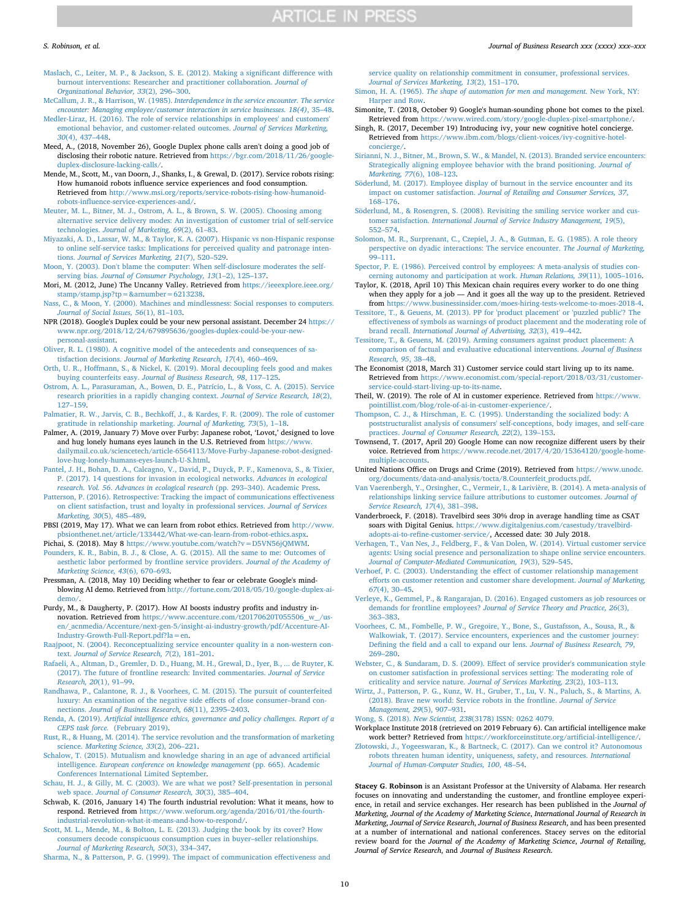Maslach, C., Leiter, M. P., & Jackson, S. E. (2012). Making a significant difference with burnout interventions: Researcher and practitioner collaboration. *Journal of Organizational Behavior, 33*(2), 296–300.

McCallum, J. R., & Harrison, W. (1985). *Interdependence in the service encounter. The service encounter: Managing employee/customer interaction in service businesses. 18(4)*, 35–48.

Medler-Liraz, H. (2016). The role of service relationships in employees' and customers' emotional behavior, and customer-related outcomes. *Journal of Services Marketing, 30*(4), 437–448.

Meed, A., (2018, November 26), Google Duplex phone calls aren't doing a good job of disclosing their robotic nature. Retrieved from https://bgr.com/2018/11/26/google-duplex-disclosure-lacking-calls/.

Mende, M., Scott, M., van Doorn, J., Shanks, I., & Grewal, D. (2017). Service robots rising: How humanoid robots influence service experiences and food consumption. Retrieved from http://www.msi.org/reports/service-robots-rising-how-humanoid-robots-influence-service-experiences-and/.

Meuter, M. L., Bitner, M. J., Ostrom, A. L., & Brown, S. W. (2005). Choosing among alternative service delivery modes: An investigation of customer trial of self-service technologies. *Journal of Marketing, 69*(2), 61–83.

Miyazaki, A. D., Lassar, W. M., & Taylor, K. A. (2007). Hispanic vs non-Hispanic response to online self-service tasks: Implications for perceived quality and patronage intentions. *Journal of Services Marketing, 21*(7), 520–529.

Moon, Y. (2003). Don't blame the computer: When self-disclosure moderates the self-serving bias. *Journal of Consumer Psychology, 13*(1–2), 125–137.

Mori, M. (2012, June) The Uncanny Valley. Retrieved from https://ieeexplore.ieee.org/stamp/stamp.jsp?tp=&arnumber=6213238.

Nass, C., & Moon, Y. (2000). Machines and mindlessness: Social responses to computers. *Journal of Social Issues, 56*(1), 81–103.

NPR (2018). Google's Duplex could be your new personal assistant. December 24 https://www.npr.org/2018/12/24/679895636/googles-duplex-could-be-your-new-personal-assistant.

Oliver, R. L. (1980). A cognitive model of the antecedents and consequences of satisfaction decisions. *Journal of Marketing Research, 17*(4), 460–469.

Orth, U. R., Hoffmann, S., & Nickel, K. (2019). Moral decoupling feels good and makes buying counterfeits easy. *Journal of Business Research, 98*, 117–125.

Ostrom, A. L., Parasuraman, A., Bowen, D. E., Patrício, L., & Voss, C. A. (2015). Service research priorities in a rapidly changing context. *Journal of Service Research, 18*(2), 127–159.

Palmatier, R. W., Jarvis, C. B., Bechkoff, J. R., & Kardes, F. R. (2009). The role of customer gratitude in relationship marketing. *Journal of Marketing, 73*(5), 1–18.

Palmer, A. (2019, January 7) Move over Furby: Japanese robot, 'Lovot,' designed to love and hug lonely humans eyes launch in the U.S. Retrieved from https://www.dailymail.co.uk/sciencetech/article-6564113/Move-Furby-Japanese-robot-designed-love-hug-lonely-humans-eyes-launch-U-S.html.

Pantel, J. H., Bohan, D. A., Calcagno, V., David, P., Duyck, P. F., Kamenova, S., & Tixier, P. (2017). 14 questions for invasion in ecological networks. *Advances in ecological research. Vol. 56. Advances in ecological research* (pp. 293–340). Academic Press.

Patterson, P. (2016). Retrospective: Tracking the impact of communications effectiveness on client satisfaction, trust and loyalty in professional services. *Journal of Services Marketing, 30*(5), 485–489.

PBSI (2019, May 17). What we can learn from robot ethics. Retrieved from http://www.pbsionthenet.net/article/133442/What-we-can-learn-from-robot-ethics.aspx.

Pichai, S. (2018). May 8 https://www.youtube.com/watch?v=D5VN56jQMWM.

Pounders, K. R., Babin, B. J., & Close, A. G. (2015). All the same to me: Outcomes of aesthetic labor performed by frontline service providers. *Journal of the Academy of Marketing Science, 43*(6), 670–693.

Pressman, A. (2018, May 10) Deciding whether to fear or celebrate Google's mind-blowing AI demo. Retrieved from http://fortune.com/2018/05/10/google-duplex-ai-demo/.

Purdy, M., & Daugherty, P. (2017). How AI boosts industry profits and industry innovation. Retrieved from https://www.accenture.com/t20170620T055506__w__/us-en/_acnmedia/Accenture/next-gen-5/insight-ai-industry-growth/pdf/Accenture-AI-Industry-Growth-Full-Report.pdf?la=en.

Raajpoot, N. (2004). Reconceptualizing service encounter quality in a non-western context. *Journal of Service Research, 7*(2), 181–201.

Rafaeli, A., Altman, D., Gremler, D. D., Huang, M. H., Grewal, D., Iyer, B., ... de Ruyter, K. (2017). The future of frontline research: Invited commentaries. *Journal of Service Research, 20*(1), 91–99.

Randhawa, P., Calantone, R. J., & Voorhees, C. M. (2015). The pursuit of counterfeited luxury: An examination of the negative side effects of close consumer–brand connections. *Journal of Business Research, 68*(11), 2395–2403.

Renda, A. (2019). *Artificial intelligence ethics, governance and policy challenges. Report of a CEPS task force.* (February 2019).

Rust, R., & Huang, M. (2014). The service revolution and the transformation of marketing science. *Marketing Science, 33*(2), 206–221.

Schalow, T. (2015). Mutualism and knowledge sharing in an age of advanced artificial intelligence. *European conference on knowledge management* (pp. 665). Academic Conferences International Limited September.

Schau, H. J., & Gilly, M. C. (2003). We are what we post? Self-presentation in personal web space. *Journal of Consumer Research, 30*(3), 385–404.

Schwab, K. (2016, January 14) The fourth industrial revolution: What it means, how to respond. Retrieved from https://www.weforum.org/agenda/2016/01/the-fourth-industrial-revolution-what-it-means-and-how-to-respond/.

Scott, M. L., Mende, M., & Bolton, L. E. (2013). Judging the book by its cover? How consumers decode conspicuous consumption cues in buyer–seller relationships. *Journal of Marketing Research, 50*(3), 334–347.

Sharma, N., & Patterson, P. G. (1999). The impact of communication effectiveness and service quality on relationship commitment in consumer, professional services. *Journal of Services Marketing, 13*(2), 151–170.

Simon, H. A. (1965). *The shape of automation for men and management.* New York, NY: Harper and Row.

Simonite, T. (2018, October 9) Google's human-sounding phone bot comes to the pixel. Retrieved from https://www.wired.com/story/google-duplex-pixel-smartphone/.

Singh, R. (2017, December 19) Introducing ivy, your new cognitive hotel concierge. Retrieved from https://www.ibm.com/blogs/client-voices/ivy-cognitive-hotel-concierge/.

Sirianni, N. J., Bitner, M. J., Brown, S. W., & Mandel, N. (2013). Branded service encounters: Strategically aligning employee behavior with the brand positioning. *Journal of Marketing, 77*(6), 108–123.

Söderlund, M. (2017). Employee display of burnout in the service encounter and its impact on customer satisfaction. *Journal of Retailing and Consumer Services, 37*, 168–176.

Söderlund, M., & Rosengren, S. (2008). Revisiting the smiling service worker and customer satisfaction. *International Journal of Service Industry Management, 19*(5), 552–574.

Solomon, M. R., Surprenant, C., Czepiel, J. A., & Gutman, E. G. (1985). A role theory perspective on dyadic interactions: The service encounter. *The Journal of Marketing*, 99–111.

Spector, P. E. (1986). Perceived control by employees: A meta-analysis of studies concerning autonomy and participation at work. *Human Relations, 39*(11), 1005–1016.

Taylor, K. (2018, April 10) This Mexican chain requires every worker to do one thing when they apply for a job — And it goes all the way up to the president. Retrieved from https://www.businessinsider.com/moes-hiring-tests-welcome-to-moes-2018-4.

Tessitore, T., & Geuens, M. (2013). PP for 'product placement' or 'puzzled public'? The effectiveness of symbols as warnings of product placement and the moderating role of brand recall. *International Journal of Advertising, 32*(3), 419–442.

Tessitore, T., & Geuens, M. (2019). Arming consumers against product placement: A comparison of factual and evaluative educational interventions. *Journal of Business Research, 95*, 38–48.

The Economist (2018, March 31) Customer service could start living up to its name. Retrieved from https://www.economist.com/special-report/2018/03/31/customer-service-could-start-living-up-to-its-name.

Theil, W. (2019). The role of AI in customer experience. Retrieved from https://www.pointillist.com/blog/role-of-ai-in-customer-experience/.

Thompson, C. J., & Hirschman, E. C. (1995). Understanding the socialized body: A poststructuralist analysis of consumers' self-conceptions, body images, and self-care practices. *Journal of Consumer Research, 22*(2), 139–153.

Townsend, T. (2017, April 20) Google Home can now recognize different users by their voice. Retrieved from https://www.recode.net/2017/4/20/15364120/google-home-multiple-accounts.

United Nations Office on Drugs and Crime (2019). Retrieved from https://www.unodc.org/documents/data-and-analysis/tocta/8.Counterfeit_products.pdf.

Van Vaerenbergh, Y., Orsingher, C., Vermeir, I., & Larivière, B. (2014). A meta-analysis of relationships linking service failure attributions to customer outcomes. *Journal of Service Research, 17*(4), 381–398.

Vanderbroeck, F. (2018). Travelbird sees 30% drop in average handling time as CSAT soars with Digital Genius. https://www.digitalgenius.com/casestudy/travelbird-adopts-ai-to-refine-customer-service/, Accessed date: 30 July 2018.

Verhagen, T., Van Nes, J., Feldberg, F., & Van Dolen, W. (2014). Virtual customer service agents: Using social presence and personalization to shape online service encounters. *Journal of Computer-Mediated Communication, 19*(3), 529–545.

Verhoef, P. C. (2003). Understanding the effect of customer relationship management efforts on customer retention and customer share development. *Journal of Marketing, 67*(4), 30–45.

Verleye, K., Gemmel, P., & Rangarajan, D. (2016). Engaged customers as job resources or demands for frontline employees? *Journal of Service Theory and Practice, 26*(3), 363–383.

Voorhees, C. M., Fombelle, P. W., Gregoire, Y., Bone, S., Gustafsson, A., Sousa, R., & Walkowiak, T. (2017). Service encounters, experiences and the customer journey: Defining the field and a call to expand our lens. *Journal of Business Research, 79*, 269–280.

Webster, C., & Sundaram, D. S. (2009). Effect of service provider's communication style on customer satisfaction in professional services setting: The moderating role of criticality and service nature. *Journal of Services Marketing, 23*(2), 103–113.

Wirtz, J., Patterson, P. G., Kunz, W. H., Gruber, T., Lu, V. N., Paluch, S., & Martins, A. (2018). Brave new world: Service robots in the frontline. *Journal of Service Management, 29*(5), 907–931.

Wong, S. (2018). *New Scientist, 238*(3178) ISSN: 0262 4079.

Workplace Institute 2018 (retrieved on 2019 February 6). Can artificial intelligence make work better? Retrieved from https://workforceinstitute.org/artificial-intelligence/.

Złotowski, J., Yogeeswaran, K., & Bartneck, C. (2017). Can we control it? Autonomous robots threaten human identity, uniqueness, safety, and resources. *International Journal of Human-Computer Studies, 100*, 48–54.

**Stacey G. Robinson** is an Assistant Professor at the University of Alabama. Her research focuses on innovating and understanding the customer, and frontline employee experience, in retail and service exchanges. Her research has been published in the *Journal of Marketing, Journal of the Academy of Marketing Science, International Journal of Research in Marketing, Journal of Service Research, Journal of Business Research*, and has been presented at a number of international and national conferences. Stacey serves on the editorial review board for the *Journal of the Academy of Marketing Science, Journal of Retailing, Journal of Service Research*, and *Journal of Business Research*.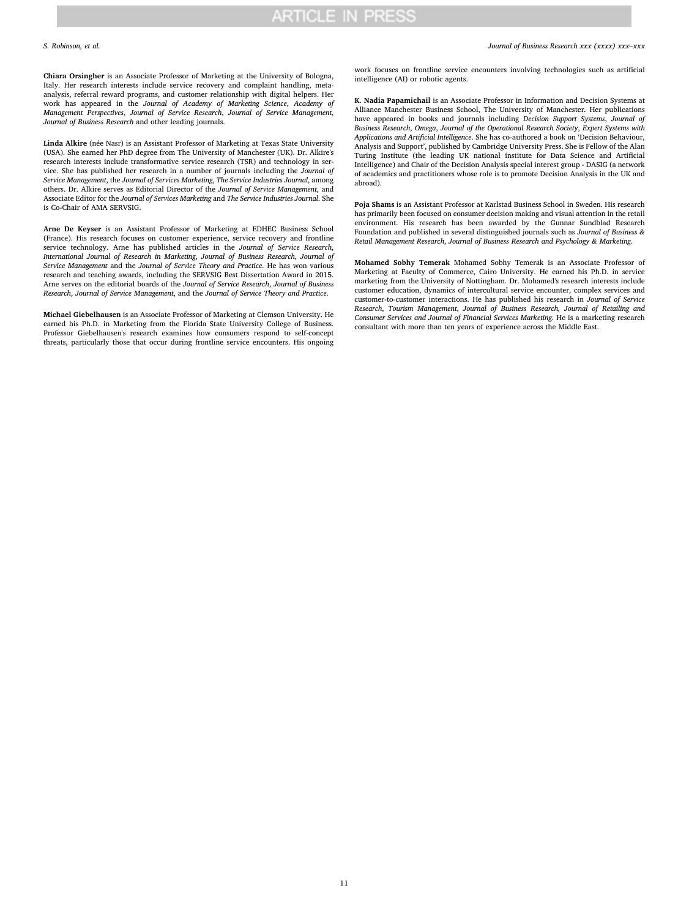**Chiara Orsingher** is an Associate Professor of Marketing at the University of Bologna, Italy. Her research interests include service recovery and complaint handling, meta-analysis, referral reward programs, and customer relationship with digital helpers. Her work has appeared in the *Journal of Academy of Marketing Science*, *Academy of Management Perspectives*, *Journal of Service Research*, *Journal of Service Management*, *Journal of Business Research* and other leading journals.

**Linda Alkire** (née Nasr) is an Assistant Professor of Marketing at Texas State University (USA). She earned her PhD degree from The University of Manchester (UK). Dr. Alkire's research interests include transformative service research (TSR) and technology in service. She has published her research in a number of journals including the *Journal of Service Management*, the *Journal of Services Marketing*, *The Service Industries Journal*, among others. Dr. Alkire serves as Editorial Director of the *Journal of Service Management*, and Associate Editor for the *Journal of Services Marketing* and *The Service Industries Journal*. She is Co-Chair of AMA SERVSIG.

**Arne De Keyser** is an Assistant Professor of Marketing at EDHEC Business School (France). His research focuses on customer experience, service recovery and frontline service technology. Arne has published articles in the *Journal of Service Research*, *International Journal of Research in Marketing*, *Journal of Business Research*, *Journal of Service Management* and the *Journal of Service Theory and Practice*. He has won various research and teaching awards, including the SERVSIG Best Dissertation Award in 2015. Arne serves on the editorial boards of the *Journal of Service Research*, *Journal of Business Research*, *Journal of Service Management*, and the *Journal of Service Theory and Practice*.

**Michael Giebelhausen** is an Associate Professor of Marketing at Clemson University. He earned his Ph.D. in Marketing from the Florida State University College of Business. Professor Giebelhausen's research examines how consumers respond to self-concept threats, particularly those that occur during frontline service encounters. His ongoing work focuses on frontline service encounters involving technologies such as artificial intelligence (AI) or robotic agents.

**K. Nadia Papamichail** is an Associate Professor in Information and Decision Systems at Alliance Manchester Business School, The University of Manchester. Her publications have appeared in books and journals including *Decision Support Systems*, *Journal of Business Research*, *Omega*, *Journal of the Operational Research Society*, *Expert Systems with Applications and Artificial Intelligence*. She has co-authored a book on 'Decision Behaviour, Analysis and Support', published by Cambridge University Press. She is Fellow of the Alan Turing Institute (the leading UK national institute for Data Science and Artificial Intelligence) and Chair of the Decision Analysis special interest group - DASIG (a network of academics and practitioners whose role is to promote Decision Analysis in the UK and abroad).

**Poja Shams** is an Assistant Professor at Karlstad Business School in Sweden. His research has primarily been focused on consumer decision making and visual attention in the retail environment. His research has been awarded by the Gunnar Sundblad Research Foundation and published in several distinguished journals such as *Journal of Business & Retail Management Research*, *Journal of Business Research and Psychology & Marketing*.

**Mohamed Sobhy Temerak** Mohamed Sobhy Temerak is an Associate Professor of Marketing at Faculty of Commerce, Cairo University. He earned his Ph.D. in service marketing from the University of Nottingham. Dr. Mohamed's research interests include customer education, dynamics of intercultural service encounter, complex services and customer-to-customer interactions. He has published his research in *Journal of Service Research*, *Tourism Management*, *Journal of Business Research, Journal of Retailing and Consumer Services and Journal of Financial Services Marketing.* He is a marketing research consultant with more than ten years of experience across the Middle East.